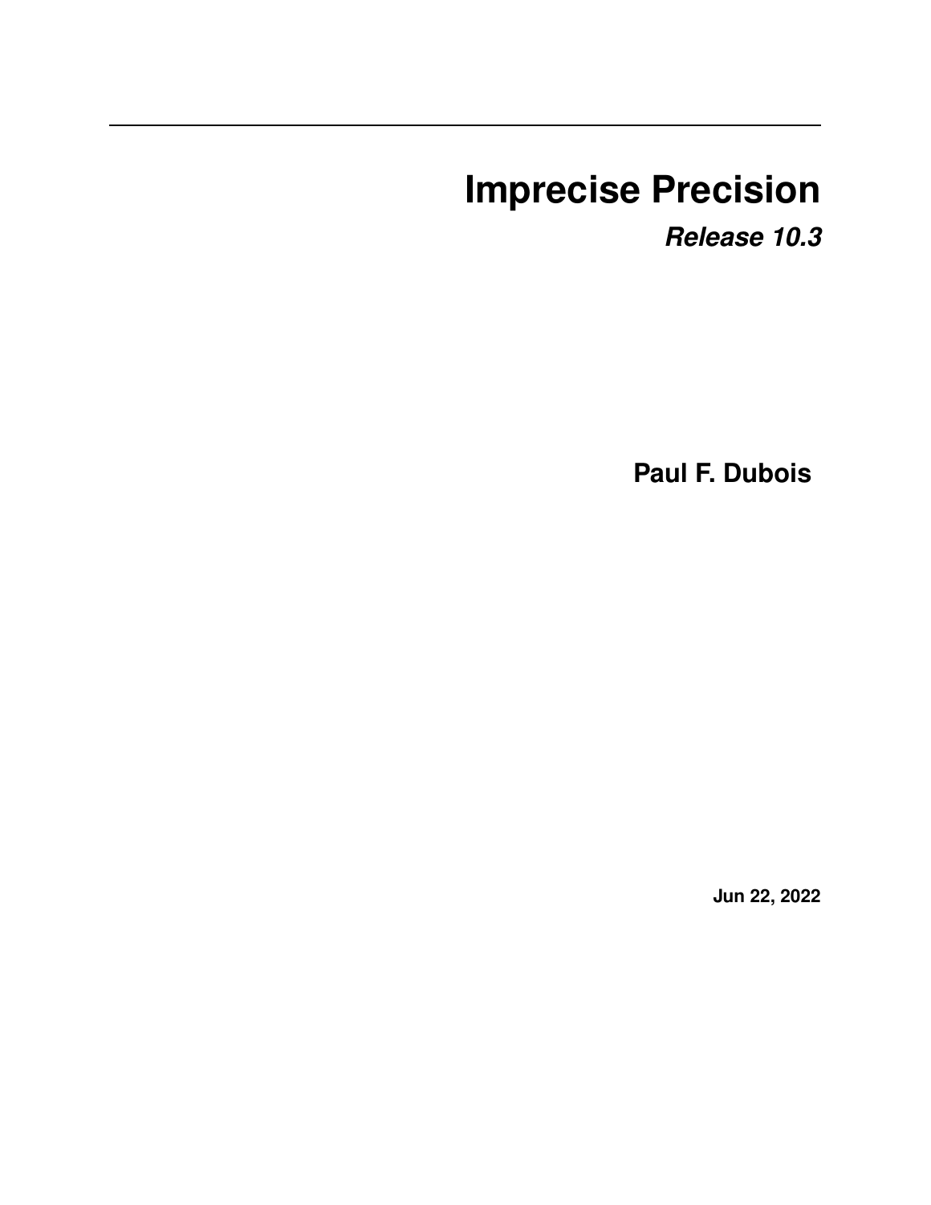# Imprecise Precision

***Release 10.3***

**Paul F. Dubois**

**Jun 22, 2022**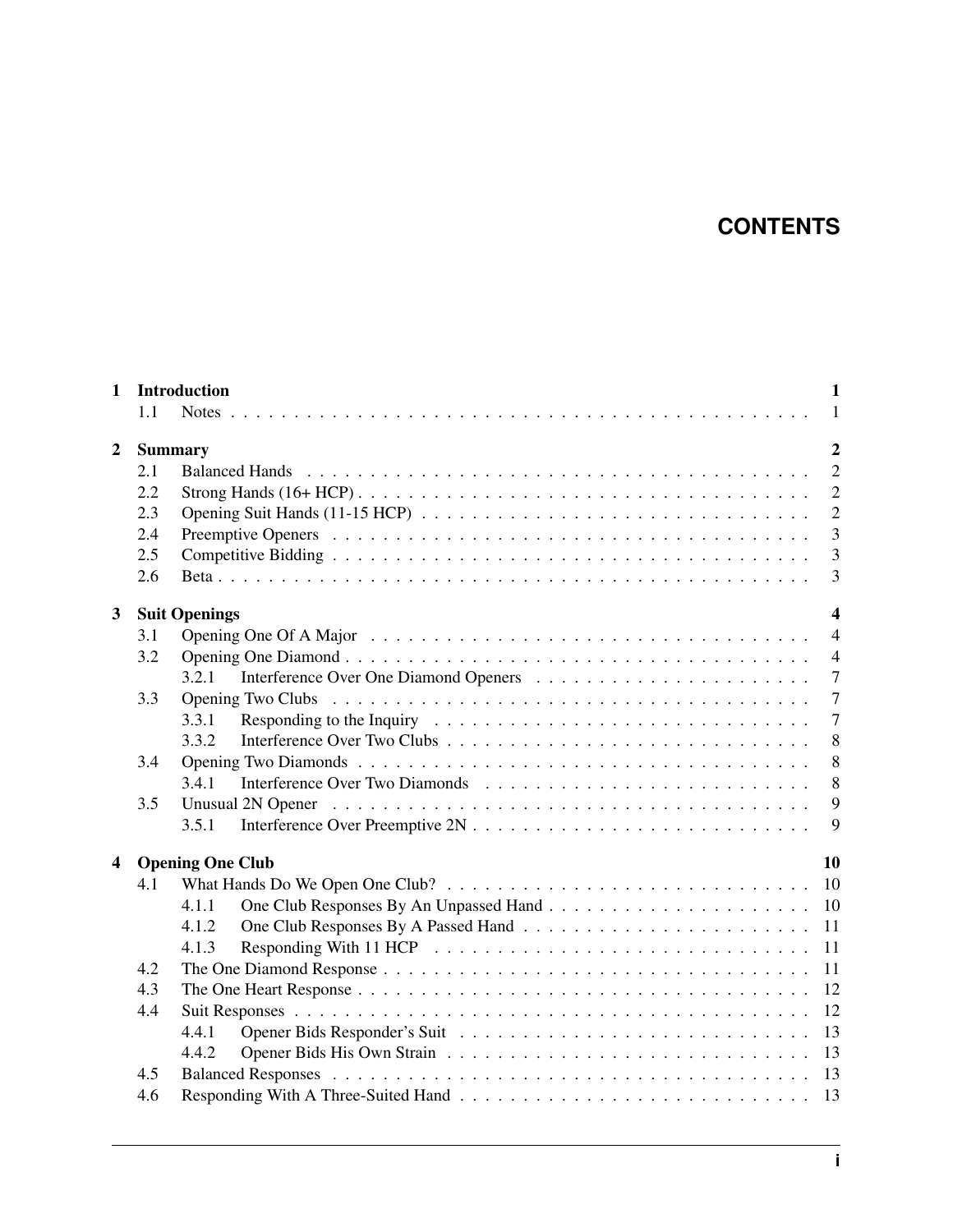# CONTENTS

| | | | |
|---|---|---|---|
| **1** | **Introduction** | | **1** |
| | 1.1 | Notes | 1 |
| **2** | **Summary** | | **2** |
| | 2.1 | Balanced Hands | 2 |
| | 2.2 | Strong Hands (16+ HCP) | 2 |
| | 2.3 | Opening Suit Hands (11-15 HCP) | 2 |
| | 2.4 | Preemptive Openers | 3 |
| | 2.5 | Competitive Bidding | 3 |
| | 2.6 | Beta | 3 |
| **3** | **Suit Openings** | | **4** |
| | 3.1 | Opening One Of A Major | 4 |
| | 3.2 | Opening One Diamond | 4 |
| | 3.2.1 | Interference Over One Diamond Openers | 7 |
| | 3.3 | Opening Two Clubs | 7 |
| | 3.3.1 | Responding to the Inquiry | 7 |
| | 3.3.2 | Interference Over Two Clubs | 8 |
| | 3.4 | Opening Two Diamonds | 8 |
| | 3.4.1 | Interference Over Two Diamonds | 8 |
| | 3.5 | Unusual 2N Opener | 9 |
| | 3.5.1 | Interference Over Preemptive 2N | 9 |
| **4** | **Opening One Club** | | **10** |
| | 4.1 | What Hands Do We Open One Club? | 10 |
| | 4.1.1 | One Club Responses By An Unpassed Hand | 10 |
| | 4.1.2 | One Club Responses By A Passed Hand | 11 |
| | 4.1.3 | Responding With 11 HCP | 11 |
| | 4.2 | The One Diamond Response | 11 |
| | 4.3 | The One Heart Response | 12 |
| | 4.4 | Suit Responses | 12 |
| | 4.4.1 | Opener Bids Responder's Suit | 13 |
| | 4.4.2 | Opener Bids His Own Strain | 13 |
| | 4.5 | Balanced Responses | 13 |
| | 4.6 | Responding With A Three-Suited Hand | 13 |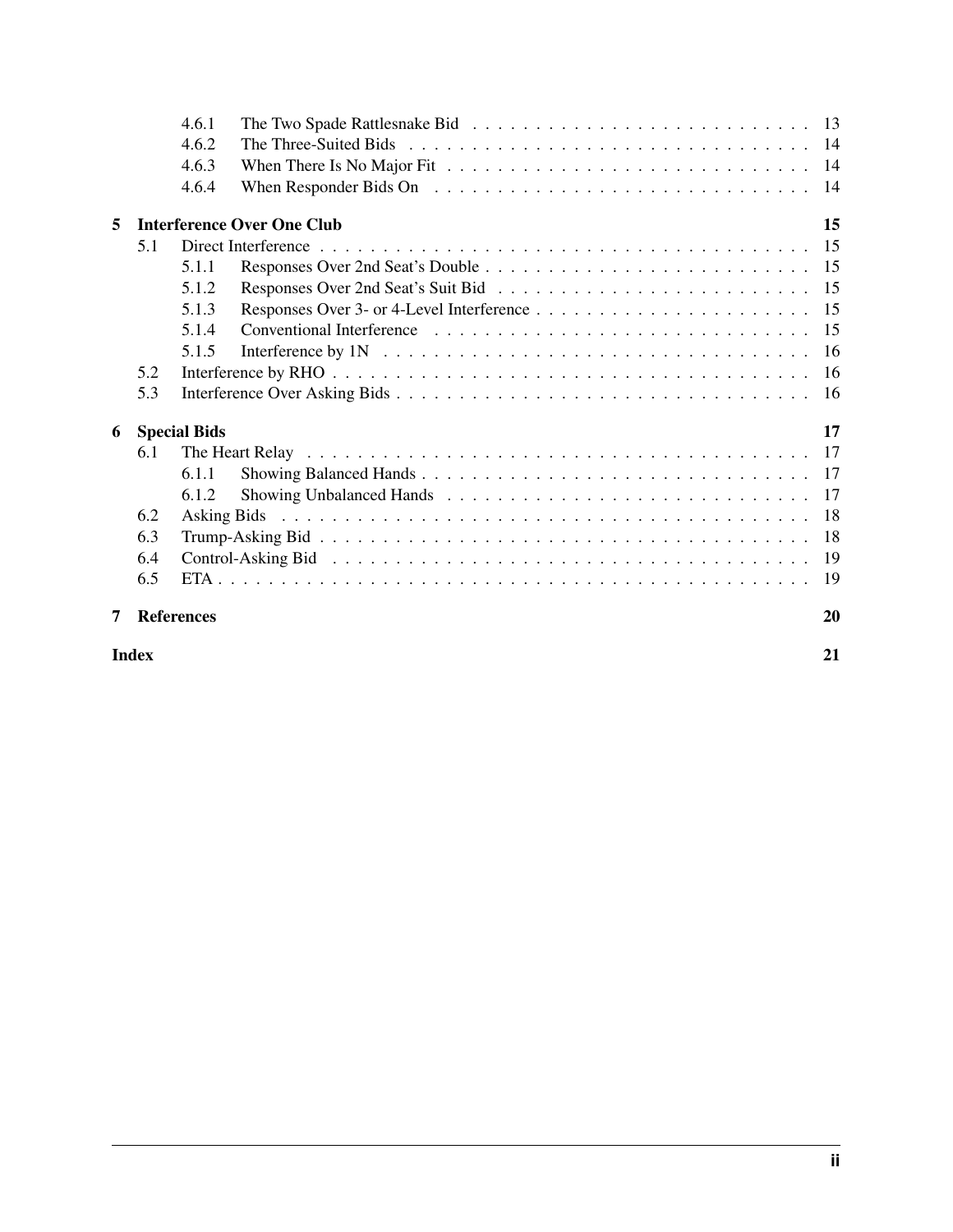- 4.6.1 The Two Spade Rattlesnake Bid . . . . . 13
- 4.6.2 The Three-Suited Bids . . . . . 14
- 4.6.3 When There Is No Major Fit . . . . . 14
- 4.6.4 When Responder Bids On . . . . . 14

**5 Interference Over One Club** **15**

- 5.1 Direct Interference . . . . . 15
  - 5.1.1 Responses Over 2nd Seat's Double . . . . . 15
  - 5.1.2 Responses Over 2nd Seat's Suit Bid . . . . . 15
  - 5.1.3 Responses Over 3- or 4-Level Interference . . . . . 15
  - 5.1.4 Conventional Interference . . . . . 15
  - 5.1.5 Interference by 1N . . . . . 16
- 5.2 Interference by RHO . . . . . 16
- 5.3 Interference Over Asking Bids . . . . . 16

**6 Special Bids** **17**

- 6.1 The Heart Relay . . . . . 17
  - 6.1.1 Showing Balanced Hands . . . . . 17
  - 6.1.2 Showing Unbalanced Hands . . . . . 17
- 6.2 Asking Bids . . . . . 18
- 6.3 Trump-Asking Bid . . . . . 18
- 6.4 Control-Asking Bid . . . . . 19
- 6.5 ETA . . . . . 19

**7 References** **20**

**Index** **21**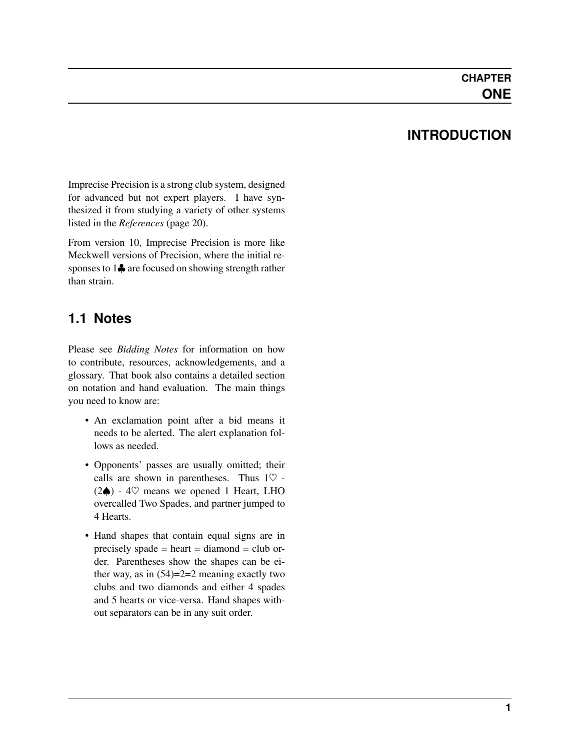# CHAPTER ONE

# INTRODUCTION

Imprecise Precision is a strong club system, designed for advanced but not expert players. I have synthesized it from studying a variety of other systems listed in the *References* (page 20).

From version 10, Imprecise Precision is more like Meckwell versions of Precision, where the initial responses to 1♣ are focused on showing strength rather than strain.

## 1.1 Notes

Please see *Bidding Notes* for information on how to contribute, resources, acknowledgements, and a glossary. That book also contains a detailed section on notation and hand evaluation. The main things you need to know are:

- An exclamation point after a bid means it needs to be alerted. The alert explanation follows as needed.
- Opponents' passes are usually omitted; their calls are shown in parentheses. Thus 1♡ - (2♠) - 4♡ means we opened 1 Heart, LHO overcalled Two Spades, and partner jumped to 4 Hearts.
- Hand shapes that contain equal signs are in precisely spade = heart = diamond = club order. Parentheses show the shapes can be either way, as in (54)=2=2 meaning exactly two clubs and two diamonds and either 4 spades and 5 hearts or vice-versa. Hand shapes without separators can be in any suit order.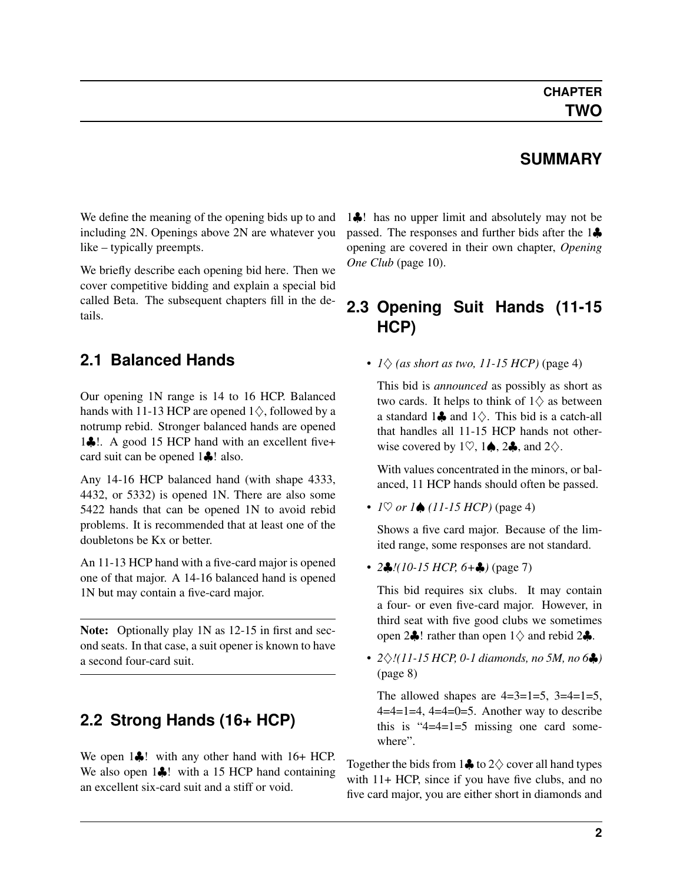# CHAPTER TWO

# SUMMARY

We define the meaning of the opening bids up to and including 2N. Openings above 2N are whatever you like – typically preempts.

We briefly describe each opening bid here. Then we cover competitive bidding and explain a special bid called Beta. The subsequent chapters fill in the details.

## 2.1 Balanced Hands

Our opening 1N range is 14 to 16 HCP. Balanced hands with 11-13 HCP are opened 1♢, followed by a notrump rebid. Stronger balanced hands are opened 1♣!. A good 15 HCP hand with an excellent five+ card suit can be opened 1♣! also.

Any 14-16 HCP balanced hand (with shape 4333, 4432, or 5332) is opened 1N. There are also some 5422 hands that can be opened 1N to avoid rebid problems. It is recommended that at least one of the doubletons be Kx or better.

An 11-13 HCP hand with a five-card major is opened one of that major. A 14-16 balanced hand is opened 1N but may contain a five-card major.

---

**Note:** Optionally play 1N as 12-15 in first and second seats. In that case, a suit opener is known to have a second four-card suit.

---

## 2.2 Strong Hands (16+ HCP)

We open 1♣! with any other hand with 16+ HCP. We also open 1♣! with a 15 HCP hand containing an excellent six-card suit and a stiff or void.

1♣! has no upper limit and absolutely may not be passed. The responses and further bids after the 1♣ opening are covered in their own chapter, *Opening One Club* (page 10).

## 2.3 Opening Suit Hands (11-15 HCP)

- *1♢ (as short as two, 11-15 HCP)* (page 4)

  This bid is *announced* as possibly as short as two cards. It helps to think of 1♢ as between a standard 1♣ and 1♢. This bid is a catch-all that handles all 11-15 HCP hands not otherwise covered by 1♡, 1♠, 2♣, and 2♢.

  With values concentrated in the minors, or balanced, 11 HCP hands should often be passed.

- *1♡ or 1♠ (11-15 HCP)* (page 4)

  Shows a five card major. Because of the limited range, some responses are not standard.

- *2♣!(10-15 HCP, 6+♣)* (page 7)

  This bid requires six clubs. It may contain a four- or even five-card major. However, in third seat with five good clubs we sometimes open 2♣! rather than open 1♢ and rebid 2♣.

- *2♢!(11-15 HCP, 0-1 diamonds, no 5M, no 6♣)* (page 8)

  The allowed shapes are 4=3=1=5, 3=4=1=5, 4=4=1=4, 4=4=0=5. Another way to describe this is "4=4=1=5 missing one card somewhere".

Together the bids from 1♣ to 2♢ cover all hand types with 11+ HCP, since if you have five clubs, and no five card major, you are either short in diamonds and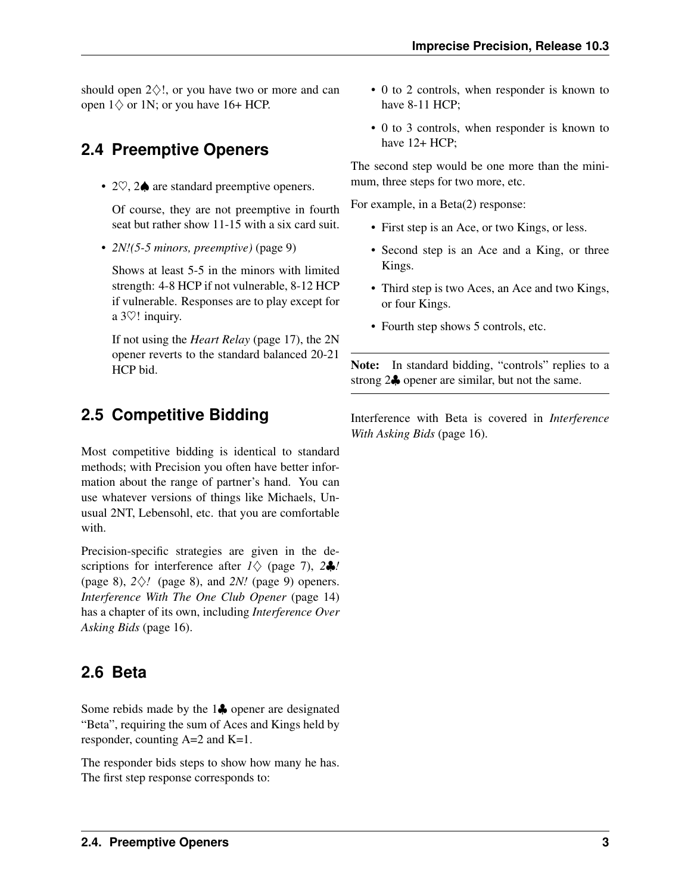should open 2♢!, or you have two or more and can open 1♢ or 1N; or you have 16+ HCP.

## 2.4 Preemptive Openers

- 2♡, 2♠ are standard preemptive openers.

  Of course, they are not preemptive in fourth seat but rather show 11-15 with a six card suit.

- *2N!(5-5 minors, preemptive)* (page 9)

  Shows at least 5-5 in the minors with limited strength: 4-8 HCP if not vulnerable, 8-12 HCP if vulnerable. Responses are to play except for a 3♡! inquiry.

  If not using the *Heart Relay* (page 17), the 2N opener reverts to the standard balanced 20-21 HCP bid.

## 2.5 Competitive Bidding

Most competitive bidding is identical to standard methods; with Precision you often have better information about the range of partner's hand. You can use whatever versions of things like Michaels, Unusual 2NT, Lebensohl, etc. that you are comfortable with.

Precision-specific strategies are given in the descriptions for interference after *1♢* (page 7), *2♣!* (page 8), *2♢!* (page 8), and *2N!* (page 9) openers. *Interference With The One Club Opener* (page 14) has a chapter of its own, including *Interference Over Asking Bids* (page 16).

## 2.6 Beta

Some rebids made by the 1♣ opener are designated "Beta", requiring the sum of Aces and Kings held by responder, counting A=2 and K=1.

The responder bids steps to show how many he has. The first step response corresponds to:

- 0 to 2 controls, when responder is known to have 8-11 HCP;
- 0 to 3 controls, when responder is known to have 12+ HCP;

The second step would be one more than the minimum, three steps for two more, etc.

For example, in a Beta(2) response:

- First step is an Ace, or two Kings, or less.
- Second step is an Ace and a King, or three Kings.
- Third step is two Aces, an Ace and two Kings, or four Kings.
- Fourth step shows 5 controls, etc.

---

**Note:** In standard bidding, "controls" replies to a strong 2♣ opener are similar, but not the same.

---

Interference with Beta is covered in *Interference With Asking Bids* (page 16).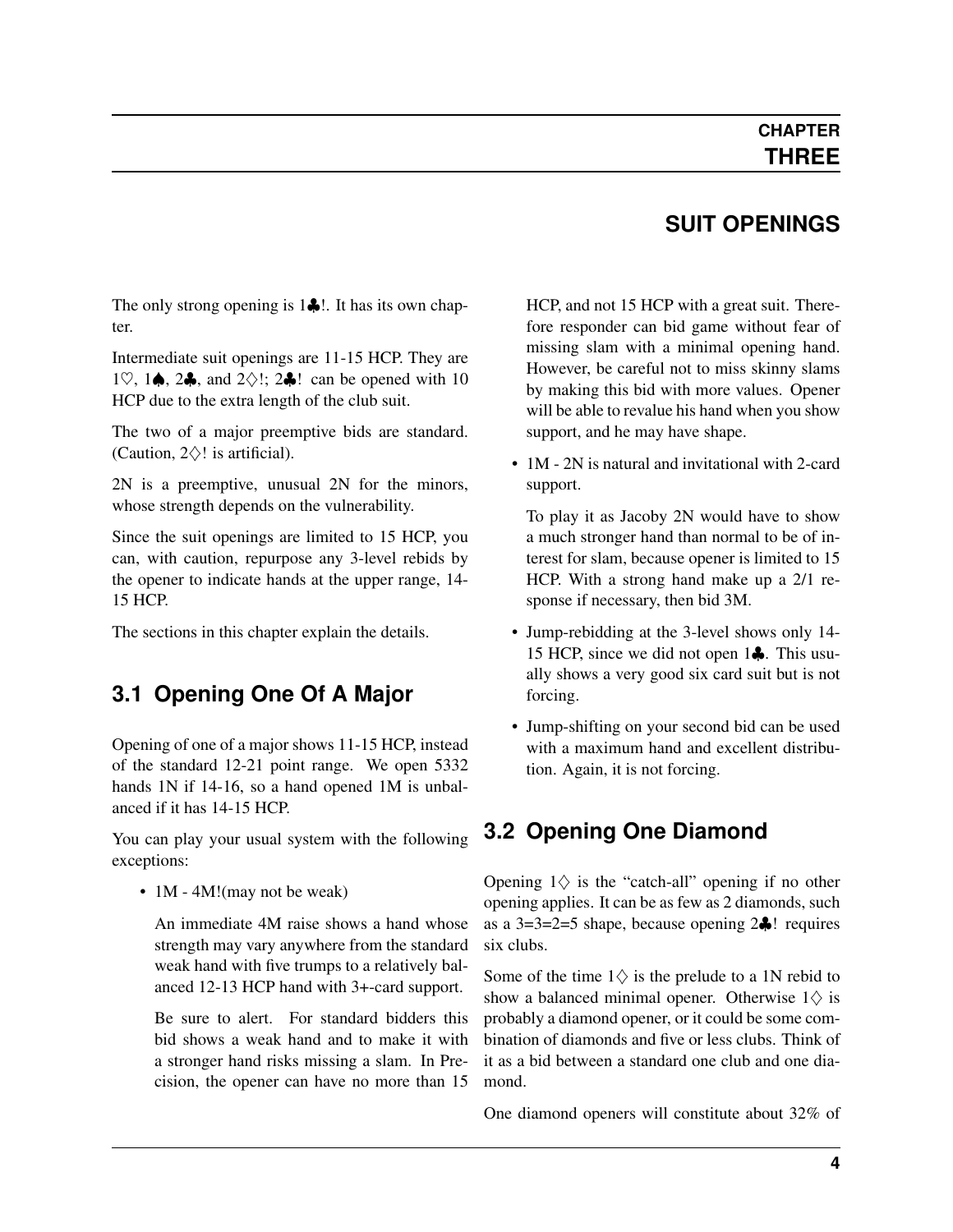# CHAPTER THREE

# SUIT OPENINGS

The only strong opening is 1♣!. It has its own chapter.

Intermediate suit openings are 11-15 HCP. They are 1♡, 1♠, 2♣, and 2♢!; 2♣! can be opened with 10 HCP due to the extra length of the club suit.

The two of a major preemptive bids are standard. (Caution, 2♢! is artificial).

2N is a preemptive, unusual 2N for the minors, whose strength depends on the vulnerability.

Since the suit openings are limited to 15 HCP, you can, with caution, repurpose any 3-level rebids by the opener to indicate hands at the upper range, 14-15 HCP.

The sections in this chapter explain the details.

## 3.1 Opening One Of A Major

Opening of one of a major shows 11-15 HCP, instead of the standard 12-21 point range. We open 5332 hands 1N if 14-16, so a hand opened 1M is unbalanced if it has 14-15 HCP.

You can play your usual system with the following exceptions:

- 1M - 4M!(may not be weak)

  An immediate 4M raise shows a hand whose strength may vary anywhere from the standard weak hand with five trumps to a relatively balanced 12-13 HCP hand with 3+-card support.

  Be sure to alert. For standard bidders this bid shows a weak hand and to make it with a stronger hand risks missing a slam. In Precision, the opener can have no more than 15 HCP, and not 15 HCP with a great suit. Therefore responder can bid game without fear of missing slam with a minimal opening hand. However, be careful not to miss skinny slams by making this bid with more values. Opener will be able to revalue his hand when you show support, and he may have shape.

- 1M - 2N is natural and invitational with 2-card support.

  To play it as Jacoby 2N would have to show a much stronger hand than normal to be of interest for slam, because opener is limited to 15 HCP. With a strong hand make up a 2/1 response if necessary, then bid 3M.

- Jump-rebidding at the 3-level shows only 14-15 HCP, since we did not open 1♣. This usually shows a very good six card suit but is not forcing.

- Jump-shifting on your second bid can be used with a maximum hand and excellent distribution. Again, it is not forcing.

## 3.2 Opening One Diamond

Opening 1♢ is the "catch-all" opening if no other opening applies. It can be as few as 2 diamonds, such as a 3=3=2=5 shape, because opening 2♣! requires six clubs.

Some of the time 1♢ is the prelude to a 1N rebid to show a balanced minimal opener. Otherwise 1♢ is probably a diamond opener, or it could be some combination of diamonds and five or less clubs. Think of it as a bid between a standard one club and one diamond.

One diamond openers will constitute about 32% of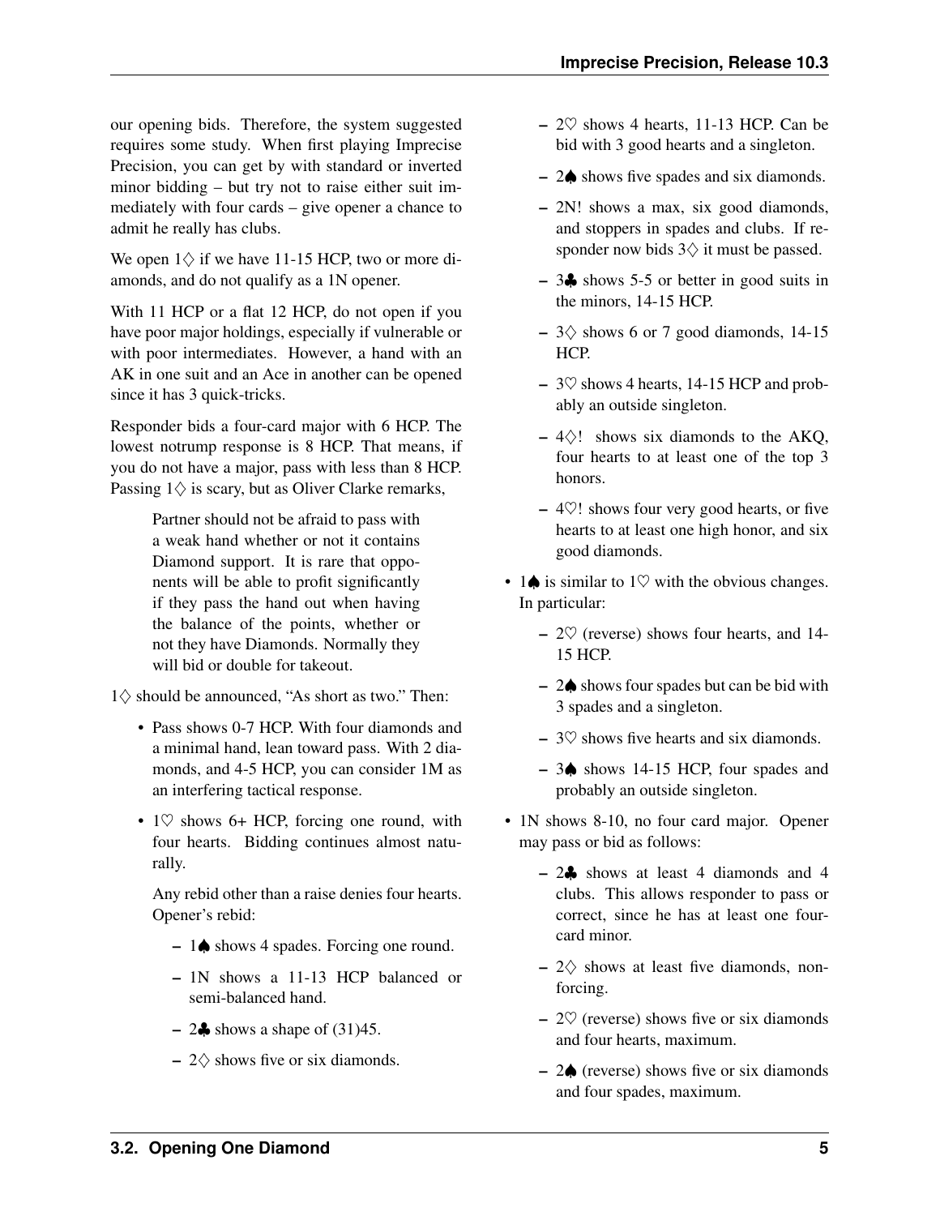our opening bids. Therefore, the system suggested requires some study. When first playing Imprecise Precision, you can get by with standard or inverted minor bidding – but try not to raise either suit immediately with four cards – give opener a chance to admit he really has clubs.

We open 1♢ if we have 11-15 HCP, two or more diamonds, and do not qualify as a 1N opener.

With 11 HCP or a flat 12 HCP, do not open if you have poor major holdings, especially if vulnerable or with poor intermediates. However, a hand with an AK in one suit and an Ace in another can be opened since it has 3 quick-tricks.

Responder bids a four-card major with 6 HCP. The lowest notrump response is 8 HCP. That means, if you do not have a major, pass with less than 8 HCP. Passing 1♢ is scary, but as Oliver Clarke remarks,

> Partner should not be afraid to pass with a weak hand whether or not it contains Diamond support. It is rare that opponents will be able to profit significantly if they pass the hand out when having the balance of the points, whether or not they have Diamonds. Normally they will bid or double for takeout.

1♢ should be announced, "As short as two." Then:

- Pass shows 0-7 HCP. With four diamonds and a minimal hand, lean toward pass. With 2 diamonds, and 4-5 HCP, you can consider 1M as an interfering tactical response.
- 1♡ shows 6+ HCP, forcing one round, with four hearts. Bidding continues almost naturally.

  Any rebid other than a raise denies four hearts. Opener's rebid:

  - 1♠ shows 4 spades. Forcing one round.
  - 1N shows a 11-13 HCP balanced or semi-balanced hand.
  - 2♣ shows a shape of (31)45.
  - 2♢ shows five or six diamonds.
  - 2♡ shows 4 hearts, 11-13 HCP. Can be bid with 3 good hearts and a singleton.
  - 2♠ shows five spades and six diamonds.
  - 2N! shows a max, six good diamonds, and stoppers in spades and clubs. If responder now bids 3♢ it must be passed.
  - 3♣ shows 5-5 or better in good suits in the minors, 14-15 HCP.
  - 3♢ shows 6 or 7 good diamonds, 14-15 HCP.
  - 3♡ shows 4 hearts, 14-15 HCP and probably an outside singleton.
  - 4♢! shows six diamonds to the AKQ, four hearts to at least one of the top 3 honors.
  - 4♡! shows four very good hearts, or five hearts to at least one high honor, and six good diamonds.
- 1♠ is similar to 1♡ with the obvious changes. In particular:
  - 2♡ (reverse) shows four hearts, and 14-15 HCP.
  - 2♠ shows four spades but can be bid with 3 spades and a singleton.
  - 3♡ shows five hearts and six diamonds.
  - 3♠ shows 14-15 HCP, four spades and probably an outside singleton.
- 1N shows 8-10, no four card major. Opener may pass or bid as follows:
  - 2♣ shows at least 4 diamonds and 4 clubs. This allows responder to pass or correct, since he has at least one four-card minor.
  - 2♢ shows at least five diamonds, non-forcing.
  - 2♡ (reverse) shows five or six diamonds and four hearts, maximum.
  - 2♠ (reverse) shows five or six diamonds and four spades, maximum.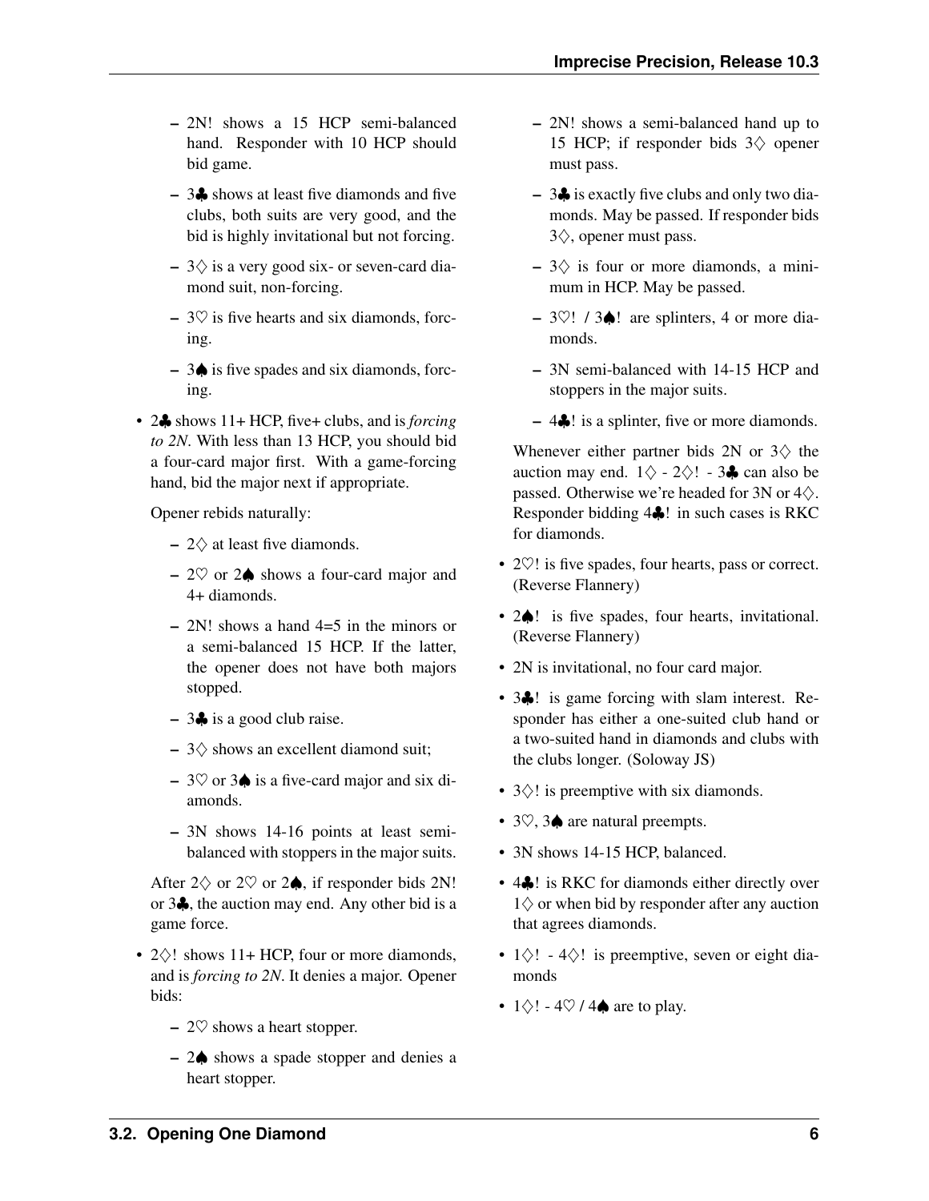- 2N! shows a 15 HCP semi-balanced hand. Responder with 10 HCP should bid game.
- 3♣ shows at least five diamonds and five clubs, both suits are very good, and the bid is highly invitational but not forcing.
- 3♢ is a very good six- or seven-card diamond suit, non-forcing.
- 3♡ is five hearts and six diamonds, forcing.
- 3♠ is five spades and six diamonds, forcing.

- 2♣ shows 11+ HCP, five+ clubs, and is *forcing to 2N*. With less than 13 HCP, you should bid a four-card major first. With a game-forcing hand, bid the major next if appropriate.

  Opener rebids naturally:

  - 2♢ at least five diamonds.
  - 2♡ or 2♠ shows a four-card major and 4+ diamonds.
  - 2N! shows a hand 4=5 in the minors or a semi-balanced 15 HCP. If the latter, the opener does not have both majors stopped.
  - 3♣ is a good club raise.
  - 3♢ shows an excellent diamond suit;
  - 3♡ or 3♠ is a five-card major and six diamonds.
  - 3N shows 14-16 points at least semi-balanced with stoppers in the major suits.

  After 2♢ or 2♡ or 2♠, if responder bids 2N! or 3♣, the auction may end. Any other bid is a game force.

- 2♢! shows 11+ HCP, four or more diamonds, and is *forcing to 2N*. It denies a major. Opener bids:

  - 2♡ shows a heart stopper.
  - 2♠ shows a spade stopper and denies a heart stopper.
  - 2N! shows a semi-balanced hand up to 15 HCP; if responder bids 3♢ opener must pass.
  - 3♣ is exactly five clubs and only two diamonds. May be passed. If responder bids 3♢, opener must pass.
  - 3♢ is four or more diamonds, a minimum in HCP. May be passed.
  - 3♡! / 3♠! are splinters, 4 or more diamonds.
  - 3N semi-balanced with 14-15 HCP and stoppers in the major suits.
  - 4♣! is a splinter, five or more diamonds.

  Whenever either partner bids 2N or 3♢ the auction may end. 1♢ - 2♢! - 3♣ can also be passed. Otherwise we're headed for 3N or 4♢. Responder bidding 4♣! in such cases is RKC for diamonds.

- 2♡! is five spades, four hearts, pass or correct. (Reverse Flannery)
- 2♠! is five spades, four hearts, invitational. (Reverse Flannery)
- 2N is invitational, no four card major.
- 3♣! is game forcing with slam interest. Responder has either a one-suited club hand or a two-suited hand in diamonds and clubs with the clubs longer. (Soloway JS)
- 3♢! is preemptive with six diamonds.
- 3♡, 3♠ are natural preempts.
- 3N shows 14-15 HCP, balanced.
- 4♣! is RKC for diamonds either directly over 1♢ or when bid by responder after any auction that agrees diamonds.
- 1♢! - 4♢! is preemptive, seven or eight diamonds
- 1♢! - 4♡ / 4♠ are to play.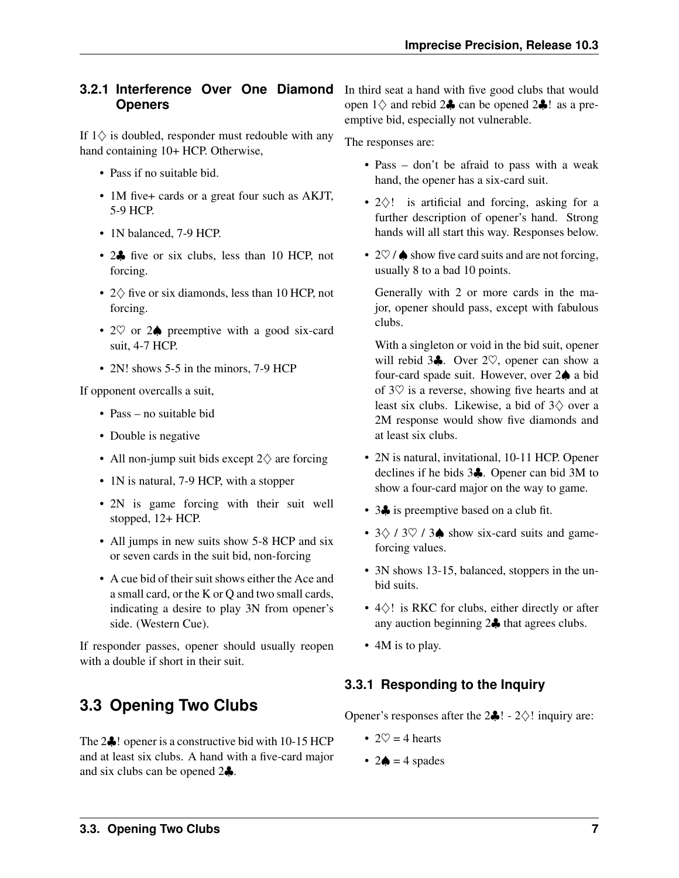### 3.2.1 Interference Over One Diamond Openers

If 1♢ is doubled, responder must redouble with any hand containing 10+ HCP. Otherwise,

- Pass if no suitable bid.
- 1M five+ cards or a great four such as AKJT, 5-9 HCP.
- 1N balanced, 7-9 HCP.
- 2♣ five or six clubs, less than 10 HCP, not forcing.
- 2♢ five or six diamonds, less than 10 HCP, not forcing.
- 2♡ or 2♠ preemptive with a good six-card suit, 4-7 HCP.
- 2N! shows 5-5 in the minors, 7-9 HCP

If opponent overcalls a suit,

- Pass – no suitable bid
- Double is negative
- All non-jump suit bids except 2♢ are forcing
- 1N is natural, 7-9 HCP, with a stopper
- 2N is game forcing with their suit well stopped, 12+ HCP.
- All jumps in new suits show 5-8 HCP and six or seven cards in the suit bid, non-forcing
- A cue bid of their suit shows either the Ace and a small card, or the K or Q and two small cards, indicating a desire to play 3N from opener's side. (Western Cue).

If responder passes, opener should usually reopen with a double if short in their suit.

## 3.3 Opening Two Clubs

The 2♣! opener is a constructive bid with 10-15 HCP and at least six clubs. A hand with a five-card major and six clubs can be opened 2♣.

In third seat a hand with five good clubs that would open 1♢ and rebid 2♣ can be opened 2♣! as a preemptive bid, especially not vulnerable.

The responses are:

- Pass – don't be afraid to pass with a weak hand, the opener has a six-card suit.
- 2♢! is artificial and forcing, asking for a further description of opener's hand. Strong hands will all start this way. Responses below.
- 2♡ / ♠ show five card suits and are not forcing, usually 8 to a bad 10 points.

  Generally with 2 or more cards in the major, opener should pass, except with fabulous clubs.

  With a singleton or void in the bid suit, opener will rebid 3♣. Over 2♡, opener can show a four-card spade suit. However, over 2♠ a bid of 3♡ is a reverse, showing five hearts and at least six clubs. Likewise, a bid of 3♢ over a 2M response would show five diamonds and at least six clubs.
- 2N is natural, invitational, 10-11 HCP. Opener declines if he bids 3♣. Opener can bid 3M to show a four-card major on the way to game.
- 3♣ is preemptive based on a club fit.
- 3♢ / 3♡ / 3♠ show six-card suits and game-forcing values.
- 3N shows 13-15, balanced, stoppers in the unbid suits.
- 4♢! is RKC for clubs, either directly or after any auction beginning 2♣ that agrees clubs.
- 4M is to play.

### 3.3.1 Responding to the Inquiry

Opener's responses after the 2♣! - 2♢! inquiry are:

- 2♡ = 4 hearts
- 2♠ = 4 spades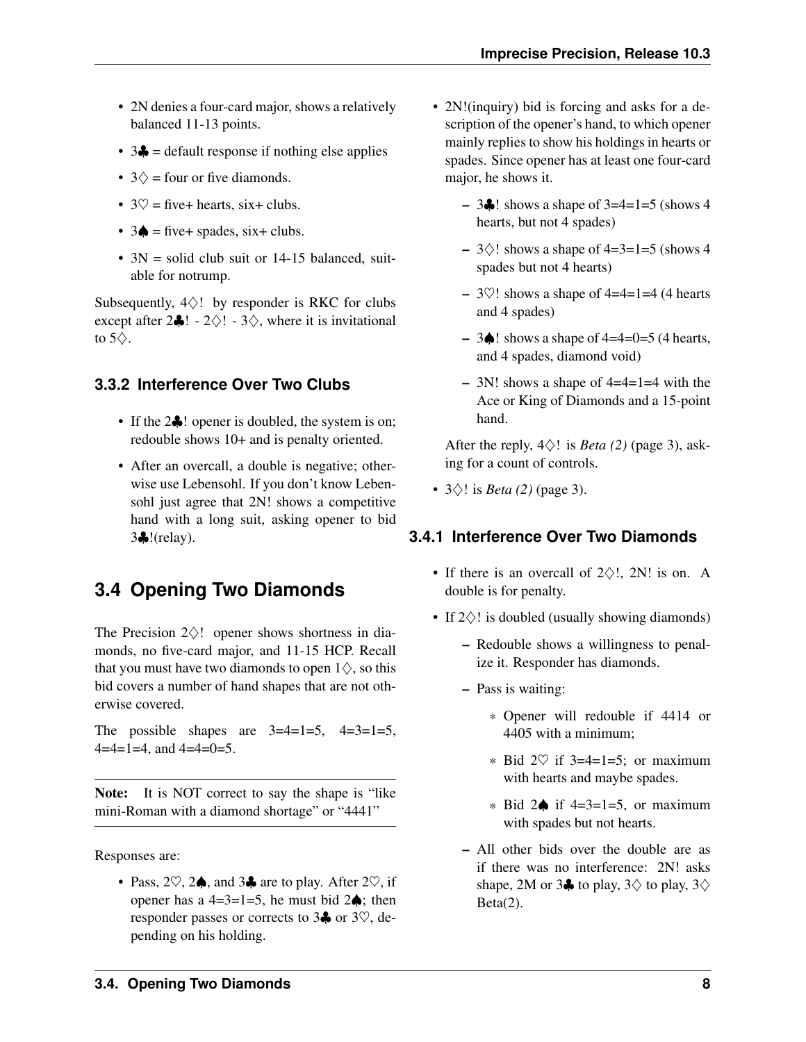- 2N denies a four-card major, shows a relatively balanced 11-13 points.
- 3♣ = default response if nothing else applies
- 3♢ = four or five diamonds.
- 3♡ = five+ hearts, six+ clubs.
- 3♠ = five+ spades, six+ clubs.
- 3N = solid club suit or 14-15 balanced, suitable for notrump.

Subsequently, 4♢! by responder is RKC for clubs except after 2♣! - 2♢! - 3♢, where it is invitational to 5♢.

### 3.3.2 Interference Over Two Clubs

- If the 2♣! opener is doubled, the system is on; redouble shows 10+ and is penalty oriented.
- After an overcall, a double is negative; otherwise use Lebensohl. If you don't know Lebensohl just agree that 2N! shows a competitive hand with a long suit, asking opener to bid 3♣!(relay).

## 3.4 Opening Two Diamonds

The Precision 2♢! opener shows shortness in diamonds, no five-card major, and 11-15 HCP. Recall that you must have two diamonds to open 1♢, so this bid covers a number of hand shapes that are not otherwise covered.

The possible shapes are 3=4=1=5, 4=3=1=5, 4=4=1=4, and 4=4=0=5.

**Note:** It is NOT correct to say the shape is "like mini-Roman with a diamond shortage" or "4441"

Responses are:

- Pass, 2♡, 2♠, and 3♣ are to play. After 2♡, if opener has a 4=3=1=5, he must bid 2♠; then responder passes or corrects to 3♣ or 3♡, depending on his holding.
- 2N!(inquiry) bid is forcing and asks for a description of the opener's hand, to which opener mainly replies to show his holdings in hearts or spades. Since opener has at least one four-card major, he shows it.
  - 3♣! shows a shape of 3=4=1=5 (shows 4 hearts, but not 4 spades)
  - 3♢! shows a shape of 4=3=1=5 (shows 4 spades but not 4 hearts)
  - 3♡! shows a shape of 4=4=1=4 (4 hearts and 4 spades)
  - 3♠! shows a shape of 4=4=0=5 (4 hearts, and 4 spades, diamond void)
  - 3N! shows a shape of 4=4=1=4 with the Ace or King of Diamonds and a 15-point hand.

  After the reply, 4♢! is *Beta (2)* (page 3), asking for a count of controls.
- 3♢! is *Beta (2)* (page 3).

### 3.4.1 Interference Over Two Diamonds

- If there is an overcall of 2♢!, 2N! is on. A double is for penalty.
- If 2♢! is doubled (usually showing diamonds)
  - Redouble shows a willingness to penalize it. Responder has diamonds.
  - Pass is waiting:
    - Opener will redouble if 4414 or 4405 with a minimum;
    - Bid 2♡ if 3=4=1=5; or maximum with hearts and maybe spades.
    - Bid 2♠ if 4=3=1=5, or maximum with spades but not hearts.
  - All other bids over the double are as if there was no interference: 2N! asks shape, 2M or 3♣ to play, 3♢ to play, 3♢ Beta(2).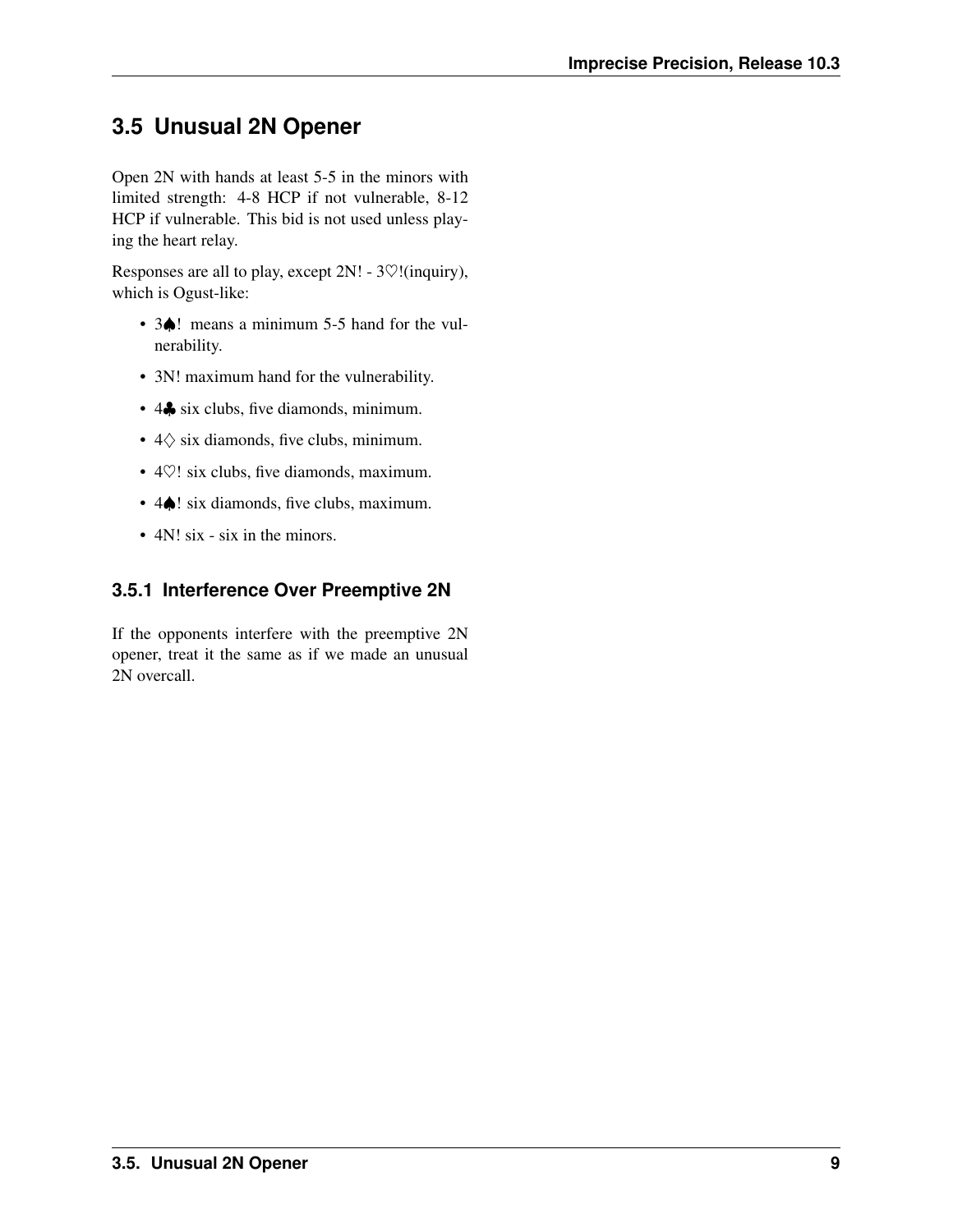## 3.5 Unusual 2N Opener

Open 2N with hands at least 5-5 in the minors with limited strength: 4-8 HCP if not vulnerable, 8-12 HCP if vulnerable. This bid is not used unless playing the heart relay.

Responses are all to play, except 2N! - 3♡!(inquiry), which is Ogust-like:

- 3♠! means a minimum 5-5 hand for the vulnerability.
- 3N! maximum hand for the vulnerability.
- 4♣ six clubs, five diamonds, minimum.
- 4♢ six diamonds, five clubs, minimum.
- 4♡! six clubs, five diamonds, maximum.
- 4♠! six diamonds, five clubs, maximum.
- 4N! six - six in the minors.

### 3.5.1 Interference Over Preemptive 2N

If the opponents interfere with the preemptive 2N opener, treat it the same as if we made an unusual 2N overcall.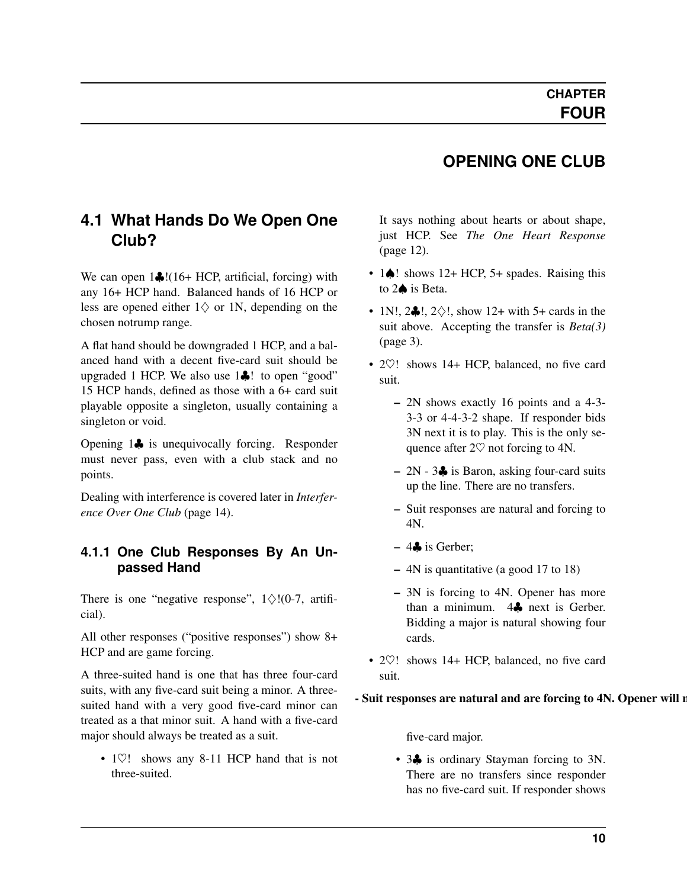# CHAPTER FOUR

# OPENING ONE CLUB

## 4.1 What Hands Do We Open One Club?

We can open 1♣!(16+ HCP, artificial, forcing) with any 16+ HCP hand. Balanced hands of 16 HCP or less are opened either 1♢ or 1N, depending on the chosen notrump range.

A flat hand should be downgraded 1 HCP, and a balanced hand with a decent five-card suit should be upgraded 1 HCP. We also use 1♣! to open "good" 15 HCP hands, defined as those with a 6+ card suit playable opposite a singleton, usually containing a singleton or void.

Opening 1♣ is unequivocally forcing. Responder must never pass, even with a club stack and no points.

Dealing with interference is covered later in *Interference Over One Club* (page 14).

### 4.1.1 One Club Responses By An Unpassed Hand

There is one "negative response", 1♢!(0-7, artificial).

All other responses ("positive responses") show 8+ HCP and are game forcing.

A three-suited hand is one that has three four-card suits, with any five-card suit being a minor. A three-suited hand with a very good five-card minor can treated as a that minor suit. A hand with a five-card major should always be treated as a suit.

- 1♡! shows any 8-11 HCP hand that is not three-suited.

  It says nothing about hearts or about shape, just HCP. See *The One Heart Response* (page 12).

- 1♠! shows 12+ HCP, 5+ spades. Raising this to 2♠ is Beta.
- 1N!, 2♣!, 2♢!, show 12+ with 5+ cards in the suit above. Accepting the transfer is *Beta(3)* (page 3).
- 2♡! shows 14+ HCP, balanced, no five card suit.
  - 2N shows exactly 16 points and a 4-3-3-3 or 4-4-3-2 shape. If responder bids 3N next it is to play. This is the only sequence after 2♡ not forcing to 4N.
  - 2N - 3♣ is Baron, asking four-card suits up the line. There are no transfers.
  - Suit responses are natural and forcing to 4N.
  - 4♣ is Gerber;
  - 4N is quantitative (a good 17 to 18)
  - 3N is forcing to 4N. Opener has more than a minimum. 4♣ next is Gerber. Bidding a major is natural showing four cards.
- 2♡! shows 14+ HCP, balanced, no five card suit.

**- Suit responses are natural and are forcing to 4N. Opener will n**

five-card major.

- 3♣ is ordinary Stayman forcing to 3N. There are no transfers since responder has no five-card suit. If responder shows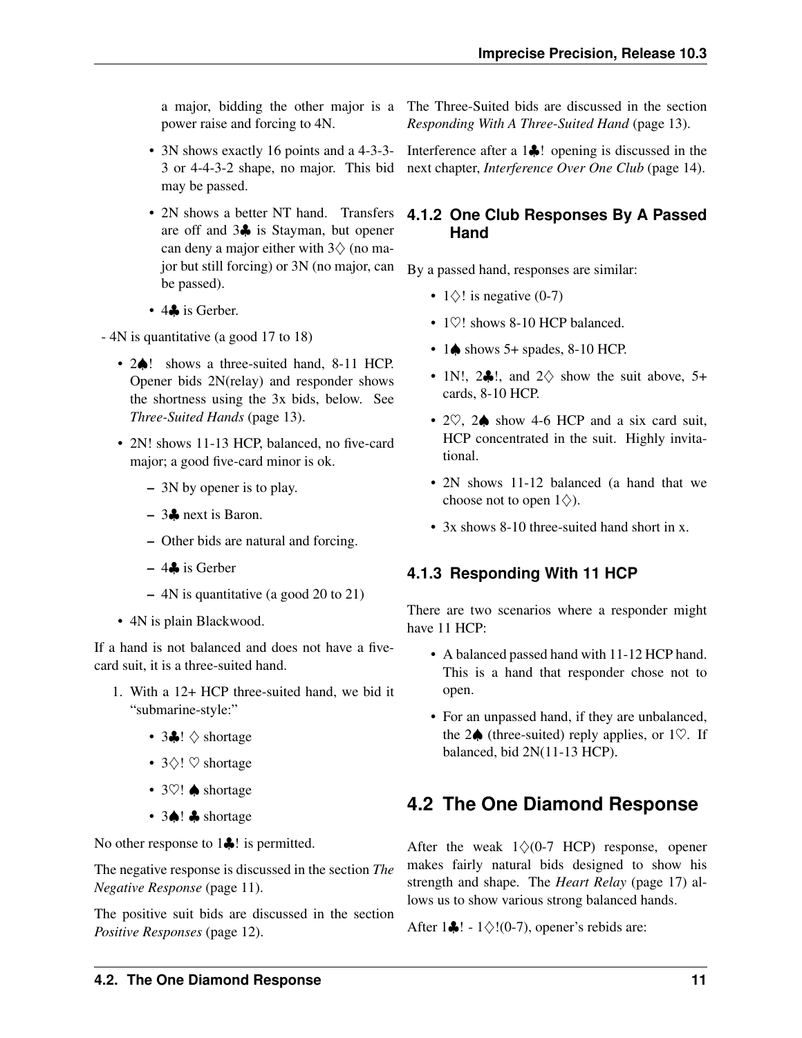a major, bidding the other major is a power raise and forcing to 4N.

- 3N shows exactly 16 points and a 4-3-3-3 or 4-4-3-2 shape, no major. This bid may be passed.
- 2N shows a better NT hand. Transfers are off and 3♣ is Stayman, but opener can deny a major either with 3♢ (no major but still forcing) or 3N (no major, can be passed).
- 4♣ is Gerber.

- 4N is quantitative (a good 17 to 18)

- 2♠! shows a three-suited hand, 8-11 HCP. Opener bids 2N(relay) and responder shows the shortness using the 3x bids, below. See *Three-Suited Hands* (page 13).
- 2N! shows 11-13 HCP, balanced, no five-card major; a good five-card minor is ok.
  - 3N by opener is to play.
  - 3♣ next is Baron.
  - Other bids are natural and forcing.
  - 4♣ is Gerber
  - 4N is quantitative (a good 20 to 21)
- 4N is plain Blackwood.

If a hand is not balanced and does not have a five-card suit, it is a three-suited hand.

1. With a 12+ HCP three-suited hand, we bid it "submarine-style:"
   - 3♣! ♢ shortage
   - 3♢! ♡ shortage
   - 3♡! ♠ shortage
   - 3♠! ♣ shortage

No other response to 1♣! is permitted.

The negative response is discussed in the section *The Negative Response* (page 11).

The positive suit bids are discussed in the section *Positive Responses* (page 12).

The Three-Suited bids are discussed in the section *Responding With A Three-Suited Hand* (page 13).

Interference after a 1♣! opening is discussed in the next chapter, *Interference Over One Club* (page 14).

### 4.1.2 One Club Responses By A Passed Hand

By a passed hand, responses are similar:

- 1♢! is negative (0-7)
- 1♡! shows 8-10 HCP balanced.
- 1♠ shows 5+ spades, 8-10 HCP.
- 1N!, 2♣!, and 2♢ show the suit above, 5+ cards, 8-10 HCP.
- 2♡, 2♠ show 4-6 HCP and a six card suit, HCP concentrated in the suit. Highly invitational.
- 2N shows 11-12 balanced (a hand that we choose not to open 1♢).
- 3x shows 8-10 three-suited hand short in x.

### 4.1.3 Responding With 11 HCP

There are two scenarios where a responder might have 11 HCP:

- A balanced passed hand with 11-12 HCP hand. This is a hand that responder chose not to open.
- For an unpassed hand, if they are unbalanced, the 2♠ (three-suited) reply applies, or 1♡. If balanced, bid 2N(11-13 HCP).

## 4.2 The One Diamond Response

After the weak 1♢(0-7 HCP) response, opener makes fairly natural bids designed to show his strength and shape. The *Heart Relay* (page 17) allows us to show various strong balanced hands.

After 1♣! - 1♢!(0-7), opener's rebids are: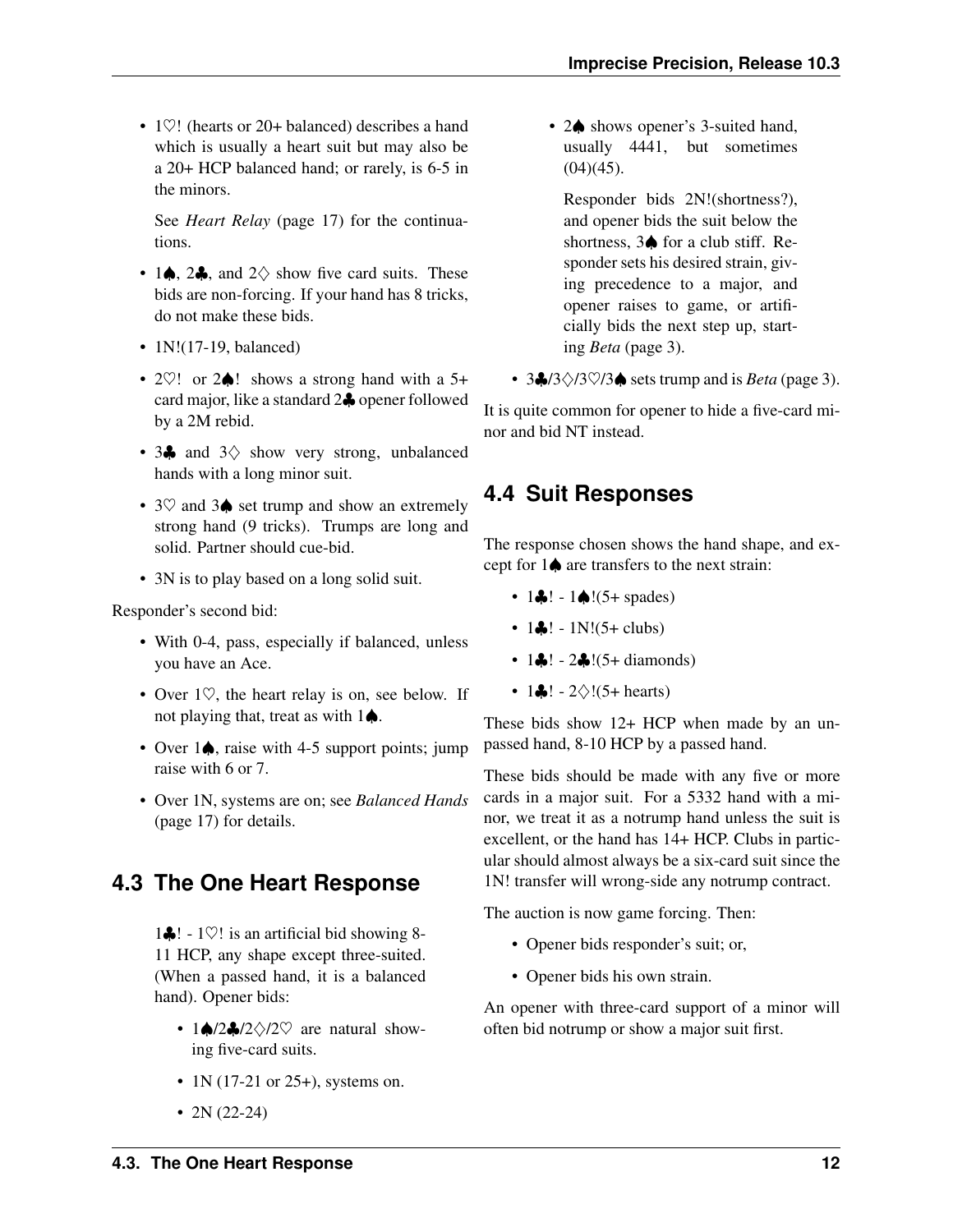- 1♡! (hearts or 20+ balanced) describes a hand which is usually a heart suit but may also be a 20+ HCP balanced hand; or rarely, is 6-5 in the minors.

  See *Heart Relay* (page 17) for the continuations.

- 1♠, 2♣, and 2♢ show five card suits. These bids are non-forcing. If your hand has 8 tricks, do not make these bids.
- 1N!(17-19, balanced)
- 2♡! or 2♠! shows a strong hand with a 5+ card major, like a standard 2♣ opener followed by a 2M rebid.
- 3♣ and 3♢ show very strong, unbalanced hands with a long minor suit.
- 3♡ and 3♠ set trump and show an extremely strong hand (9 tricks). Trumps are long and solid. Partner should cue-bid.
- 3N is to play based on a long solid suit.

Responder's second bid:

- With 0-4, pass, especially if balanced, unless you have an Ace.
- Over 1♡, the heart relay is on, see below. If not playing that, treat as with 1♠.
- Over 1♠, raise with 4-5 support points; jump raise with 6 or 7.
- Over 1N, systems are on; see *Balanced Hands* (page 17) for details.

## 4.3 The One Heart Response

1♣! - 1♡! is an artificial bid showing 8-11 HCP, any shape except three-suited. (When a passed hand, it is a balanced hand). Opener bids:

- 1♠/2♣/2♢/2♡ are natural showing five-card suits.
- 1N (17-21 or 25+), systems on.
- 2N (22-24)
- 2♠ shows opener's 3-suited hand, usually 4441, but sometimes (04)(45).

  Responder bids 2N!(shortness?), and opener bids the suit below the shortness, 3♠ for a club stiff. Responder sets his desired strain, giving precedence to a major, and opener raises to game, or artificially bids the next step up, starting *Beta* (page 3).

- 3♣/3♢/3♡/3♠ sets trump and is *Beta* (page 3).

It is quite common for opener to hide a five-card minor and bid NT instead.

## 4.4 Suit Responses

The response chosen shows the hand shape, and except for 1♠ are transfers to the next strain:

- 1♣! - 1♠!(5+ spades)
- 1♣! - 1N!(5+ clubs)
- 1♣! - 2♣!(5+ diamonds)
- 1♣! - 2♢!(5+ hearts)

These bids show 12+ HCP when made by an unpassed hand, 8-10 HCP by a passed hand.

These bids should be made with any five or more cards in a major suit. For a 5332 hand with a minor, we treat it as a notrump hand unless the suit is excellent, or the hand has 14+ HCP. Clubs in particular should almost always be a six-card suit since the 1N! transfer will wrong-side any notrump contract.

The auction is now game forcing. Then:

- Opener bids responder's suit; or,
- Opener bids his own strain.

An opener with three-card support of a minor will often bid notrump or show a major suit first.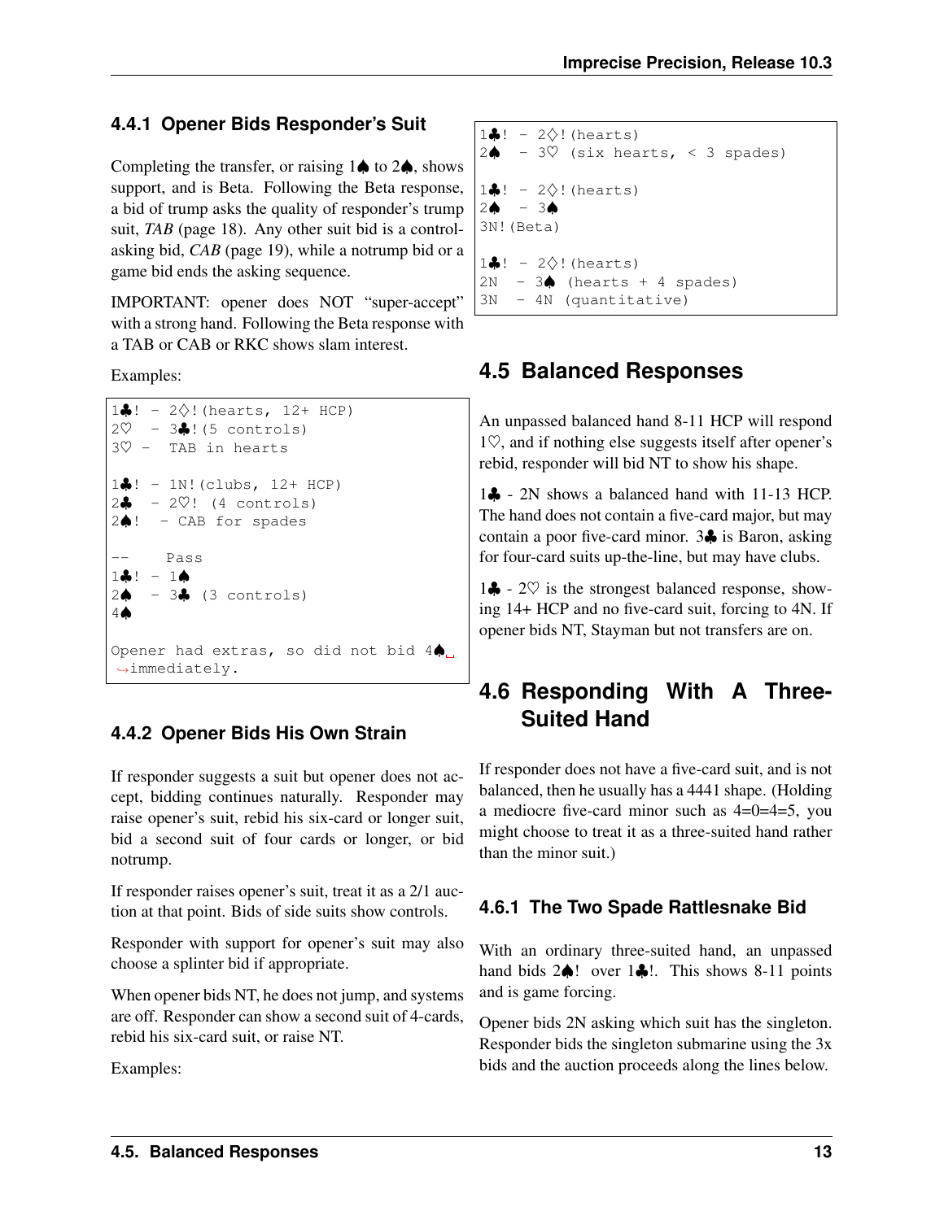### 4.4.1 Opener Bids Responder's Suit

Completing the transfer, or raising 1♠ to 2♠, shows support, and is Beta. Following the Beta response, a bid of trump asks the quality of responder's trump suit, *TAB* (page 18). Any other suit bid is a control-asking bid, *CAB* (page 19), while a notrump bid or a game bid ends the asking sequence.

IMPORTANT: opener does NOT "super-accept" with a strong hand. Following the Beta response with a TAB or CAB or RKC shows slam interest.

Examples:

```
1♣! - 2♢!(hearts, 12+ HCP)
2♡  - 3♣!(5 controls)
3♡ -  TAB in hearts

1♣! - 1N!(clubs, 12+ HCP)
2♣  - 2♡! (4 controls)
2♠!  - CAB for spades

--    Pass
1♣! - 1♠
2♠  - 3♣ (3 controls)
4♠

Opener had extras, so did not bid 4♠␣
↪immediately.
```

### 4.4.2 Opener Bids His Own Strain

If responder suggests a suit but opener does not accept, bidding continues naturally. Responder may raise opener's suit, rebid his six-card or longer suit, bid a second suit of four cards or longer, or bid notrump.

If responder raises opener's suit, treat it as a 2/1 auction at that point. Bids of side suits show controls.

Responder with support for opener's suit may also choose a splinter bid if appropriate.

When opener bids NT, he does not jump, and systems are off. Responder can show a second suit of 4-cards, rebid his six-card suit, or raise NT.

Examples:

```
1♣! - 2♢!(hearts)
2♠  - 3♡ (six hearts, < 3 spades)

1♣! - 2♢!(hearts)
2♠  - 3♠
3N!(Beta)

1♣! - 2♢!(hearts)
2N  - 3♠ (hearts + 4 spades)
3N  - 4N (quantitative)
```

## 4.5 Balanced Responses

An unpassed balanced hand 8-11 HCP will respond 1♡, and if nothing else suggests itself after opener's rebid, responder will bid NT to show his shape.

1♣ - 2N shows a balanced hand with 11-13 HCP. The hand does not contain a five-card major, but may contain a poor five-card minor. 3♣ is Baron, asking for four-card suits up-the-line, but may have clubs.

1♣ - 2♡ is the strongest balanced response, showing 14+ HCP and no five-card suit, forcing to 4N. If opener bids NT, Stayman but not transfers are on.

## 4.6 Responding With A Three-Suited Hand

If responder does not have a five-card suit, and is not balanced, then he usually has a 4441 shape. (Holding a mediocre five-card minor such as 4=0=4=5, you might choose to treat it as a three-suited hand rather than the minor suit.)

### 4.6.1 The Two Spade Rattlesnake Bid

With an ordinary three-suited hand, an unpassed hand bids 2♠! over 1♣!. This shows 8-11 points and is game forcing.

Opener bids 2N asking which suit has the singleton. Responder bids the singleton submarine using the 3x bids and the auction proceeds along the lines below.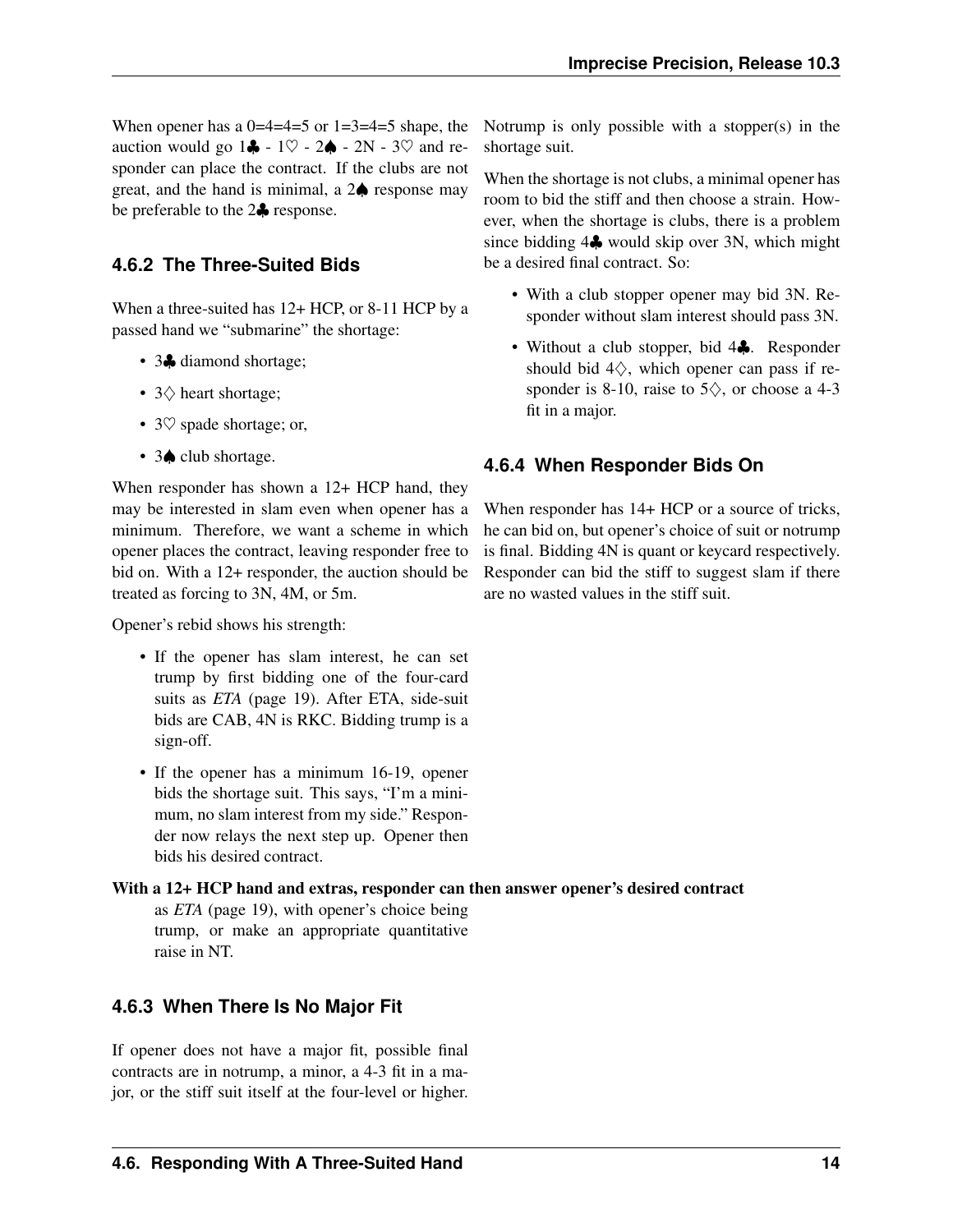When opener has a 0=4=4=5 or 1=3=4=5 shape, the auction would go 1♣ - 1♡ - 2♠ - 2N - 3♡ and responder can place the contract. If the clubs are not great, and the hand is minimal, a 2♠ response may be preferable to the 2♣ response.

### 4.6.2 The Three-Suited Bids

When a three-suited has 12+ HCP, or 8-11 HCP by a passed hand we "submarine" the shortage:

- 3♣ diamond shortage;
- 3♢ heart shortage;
- 3♡ spade shortage; or,
- 3♠ club shortage.

When responder has shown a 12+ HCP hand, they may be interested in slam even when opener has a minimum. Therefore, we want a scheme in which opener places the contract, leaving responder free to bid on. With a 12+ responder, the auction should be treated as forcing to 3N, 4M, or 5m.

Opener's rebid shows his strength:

- If the opener has slam interest, he can set trump by first bidding one of the four-card suits as *ETA* (page 19). After ETA, side-suit bids are CAB, 4N is RKC. Bidding trump is a sign-off.
- If the opener has a minimum 16-19, opener bids the shortage suit. This says, "I'm a minimum, no slam interest from my side." Responder now relays the next step up. Opener then bids his desired contract.

**With a 12+ HCP hand and extras, responder can then answer opener's desired contract** as *ETA* (page 19), with opener's choice being trump, or make an appropriate quantitative raise in NT.

### 4.6.3 When There Is No Major Fit

If opener does not have a major fit, possible final contracts are in notrump, a minor, a 4-3 fit in a major, or the stiff suit itself at the four-level or higher. Notrump is only possible with a stopper(s) in the shortage suit.

When the shortage is not clubs, a minimal opener has room to bid the stiff and then choose a strain. However, when the shortage is clubs, there is a problem since bidding 4♣ would skip over 3N, which might be a desired final contract. So:

- With a club stopper opener may bid 3N. Responder without slam interest should pass 3N.
- Without a club stopper, bid 4♣. Responder should bid 4♢, which opener can pass if responder is 8-10, raise to 5♢, or choose a 4-3 fit in a major.

### 4.6.4 When Responder Bids On

When responder has 14+ HCP or a source of tricks, he can bid on, but opener's choice of suit or notrump is final. Bidding 4N is quant or keycard respectively. Responder can bid the stiff to suggest slam if there are no wasted values in the stiff suit.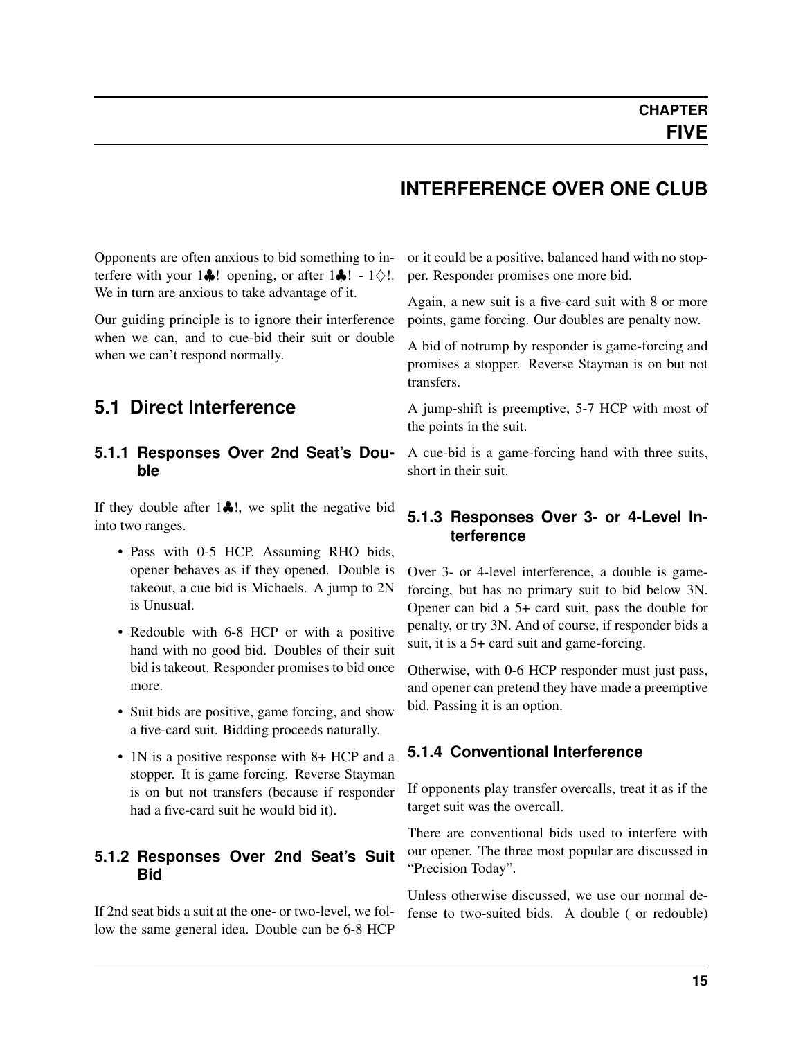# CHAPTER FIVE

# INTERFERENCE OVER ONE CLUB

Opponents are often anxious to bid something to interfere with your 1♣! opening, or after 1♣! - 1♢!. We in turn are anxious to take advantage of it.

Our guiding principle is to ignore their interference when we can, and to cue-bid their suit or double when we can't respond normally.

## 5.1 Direct Interference

### 5.1.1 Responses Over 2nd Seat's Double

If they double after 1♣!, we split the negative bid into two ranges.

- Pass with 0-5 HCP. Assuming RHO bids, opener behaves as if they opened. Double is takeout, a cue bid is Michaels. A jump to 2N is Unusual.
- Redouble with 6-8 HCP or with a positive hand with no good bid. Doubles of their suit bid is takeout. Responder promises to bid once more.
- Suit bids are positive, game forcing, and show a five-card suit. Bidding proceeds naturally.
- 1N is a positive response with 8+ HCP and a stopper. It is game forcing. Reverse Stayman is on but not transfers (because if responder had a five-card suit he would bid it).

### 5.1.2 Responses Over 2nd Seat's Suit Bid

If 2nd seat bids a suit at the one- or two-level, we follow the same general idea. Double can be 6-8 HCP or it could be a positive, balanced hand with no stopper. Responder promises one more bid.

Again, a new suit is a five-card suit with 8 or more points, game forcing. Our doubles are penalty now.

A bid of notrump by responder is game-forcing and promises a stopper. Reverse Stayman is on but not transfers.

A jump-shift is preemptive, 5-7 HCP with most of the points in the suit.

A cue-bid is a game-forcing hand with three suits, short in their suit.

### 5.1.3 Responses Over 3- or 4-Level Interference

Over 3- or 4-level interference, a double is game-forcing, but has no primary suit to bid below 3N. Opener can bid a 5+ card suit, pass the double for penalty, or try 3N. And of course, if responder bids a suit, it is a 5+ card suit and game-forcing.

Otherwise, with 0-6 HCP responder must just pass, and opener can pretend they have made a preemptive bid. Passing it is an option.

### 5.1.4 Conventional Interference

If opponents play transfer overcalls, treat it as if the target suit was the overcall.

There are conventional bids used to interfere with our opener. The three most popular are discussed in "Precision Today".

Unless otherwise discussed, we use our normal defense to two-suited bids. A double ( or redouble)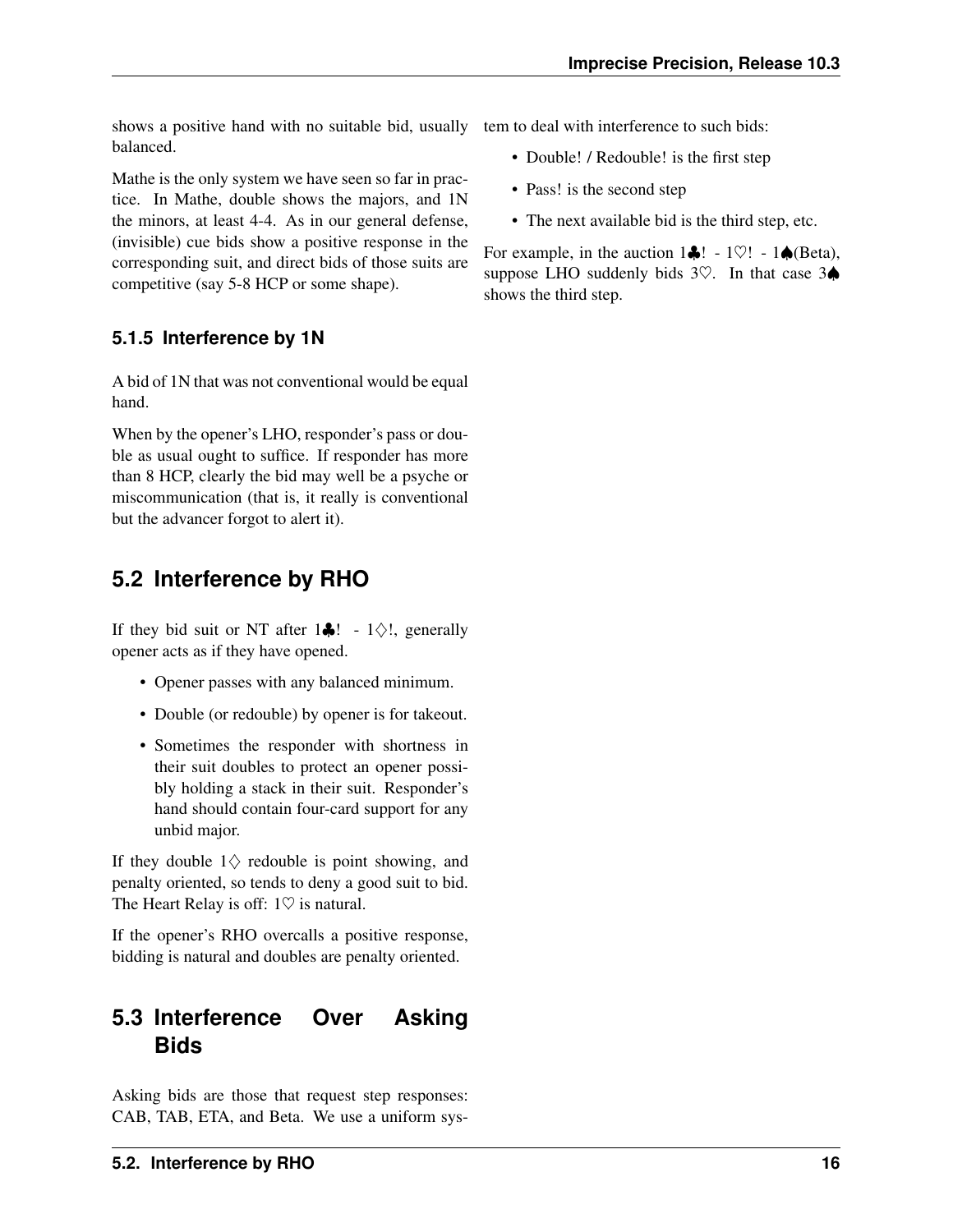shows a positive hand with no suitable bid, usually balanced.

Mathe is the only system we have seen so far in practice. In Mathe, double shows the majors, and 1N the minors, at least 4-4. As in our general defense, (invisible) cue bids show a positive response in the corresponding suit, and direct bids of those suits are competitive (say 5-8 HCP or some shape).

### 5.1.5 Interference by 1N

A bid of 1N that was not conventional would be equal hand.

When by the opener's LHO, responder's pass or double as usual ought to suffice. If responder has more than 8 HCP, clearly the bid may well be a psyche or miscommunication (that is, it really is conventional but the advancer forgot to alert it).

## 5.2 Interference by RHO

If they bid suit or NT after 1♣! - 1♢!, generally opener acts as if they have opened.

- Opener passes with any balanced minimum.
- Double (or redouble) by opener is for takeout.
- Sometimes the responder with shortness in their suit doubles to protect an opener possibly holding a stack in their suit. Responder's hand should contain four-card support for any unbid major.

If they double 1♢ redouble is point showing, and penalty oriented, so tends to deny a good suit to bid. The Heart Relay is off: 1♡ is natural.

If the opener's RHO overcalls a positive response, bidding is natural and doubles are penalty oriented.

## 5.3 Interference Over Asking Bids

Asking bids are those that request step responses: CAB, TAB, ETA, and Beta. We use a uniform system to deal with interference to such bids:

- Double! / Redouble! is the first step
- Pass! is the second step
- The next available bid is the third step, etc.

For example, in the auction 1♣! - 1♡! - 1♠(Beta), suppose LHO suddenly bids 3♡. In that case 3♠ shows the third step.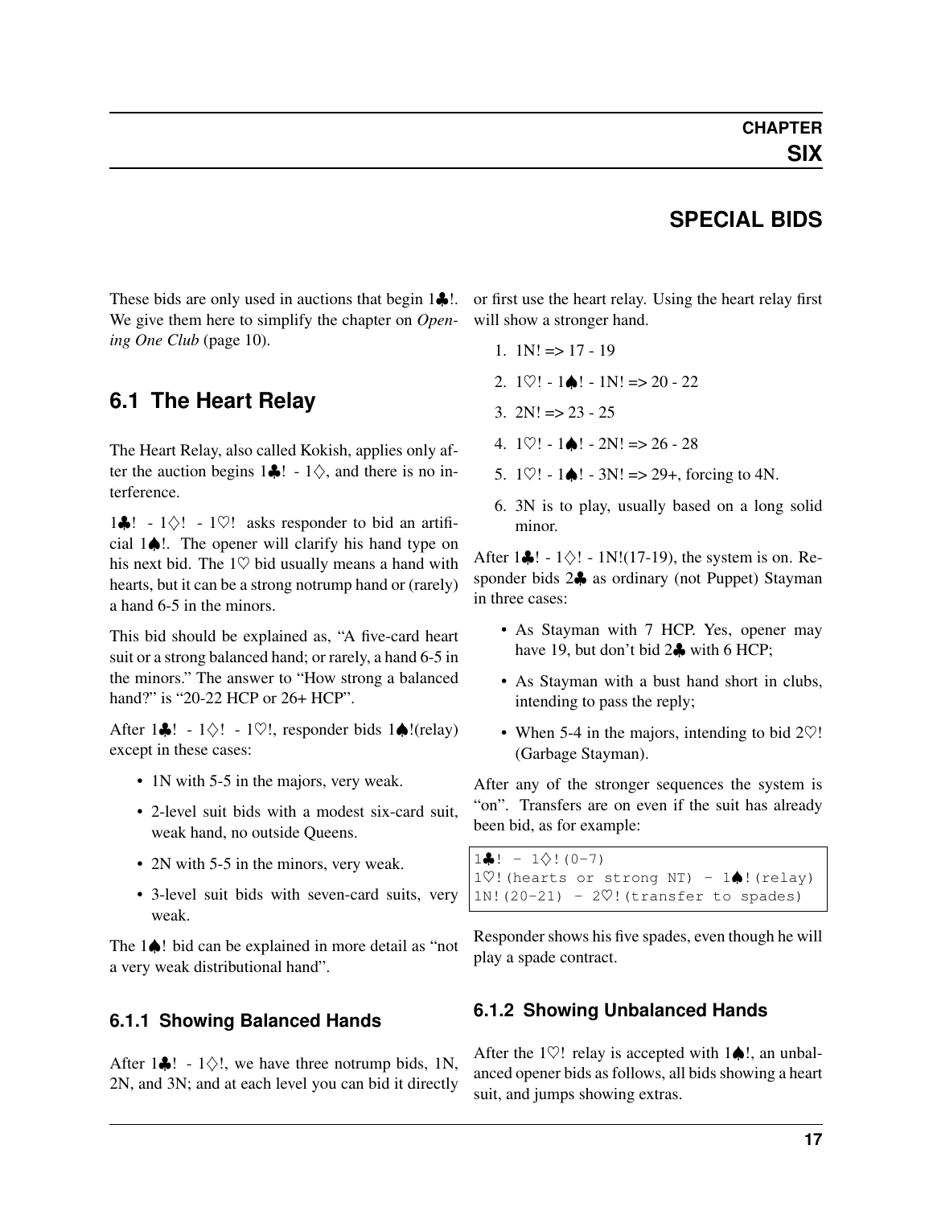# CHAPTER SIX

# SPECIAL BIDS

These bids are only used in auctions that begin 1♣!. We give them here to simplify the chapter on *Opening One Club* (page 10).

## 6.1 The Heart Relay

The Heart Relay, also called Kokish, applies only after the auction begins 1♣! - 1♢, and there is no interference.

1♣! - 1♢! - 1♡! asks responder to bid an artificial 1♠!. The opener will clarify his hand type on his next bid. The 1♡ bid usually means a hand with hearts, but it can be a strong notrump hand or (rarely) a hand 6-5 in the minors.

This bid should be explained as, "A five-card heart suit or a strong balanced hand; or rarely, a hand 6-5 in the minors." The answer to "How strong a balanced hand?" is "20-22 HCP or 26+ HCP".

After 1♣! - 1♢! - 1♡!, responder bids 1♠!(relay) except in these cases:

- 1N with 5-5 in the majors, very weak.
- 2-level suit bids with a modest six-card suit, weak hand, no outside Queens.
- 2N with 5-5 in the minors, very weak.
- 3-level suit bids with seven-card suits, very weak.

The 1♠! bid can be explained in more detail as "not a very weak distributional hand".

### 6.1.1 Showing Balanced Hands

After 1♣! - 1♢!, we have three notrump bids, 1N, 2N, and 3N; and at each level you can bid it directly or first use the heart relay. Using the heart relay first will show a stronger hand.

1. 1N! => 17 - 19
2. 1♡! - 1♠! - 1N! => 20 - 22
3. 2N! => 23 - 25
4. 1♡! - 1♠! - 2N! => 26 - 28
5. 1♡! - 1♠! - 3N! => 29+, forcing to 4N.
6. 3N is to play, usually based on a long solid minor.

After 1♣! - 1♢! - 1N!(17-19), the system is on. Responder bids 2♣ as ordinary (not Puppet) Stayman in three cases:

- As Stayman with 7 HCP. Yes, opener may have 19, but don't bid 2♣ with 6 HCP;
- As Stayman with a bust hand short in clubs, intending to pass the reply;
- When 5-4 in the majors, intending to bid 2♡! (Garbage Stayman).

After any of the stronger sequences the system is "on". Transfers are on even if the suit has already been bid, as for example:

```
1♣! - 1♢!(0-7)
1♡!(hearts or strong NT) - 1♠!(relay)
1N!(20-21) - 2♡!(transfer to spades)
```

Responder shows his five spades, even though he will play a spade contract.

### 6.1.2 Showing Unbalanced Hands

After the 1♡! relay is accepted with 1♠!, an unbalanced opener bids as follows, all bids showing a heart suit, and jumps showing extras.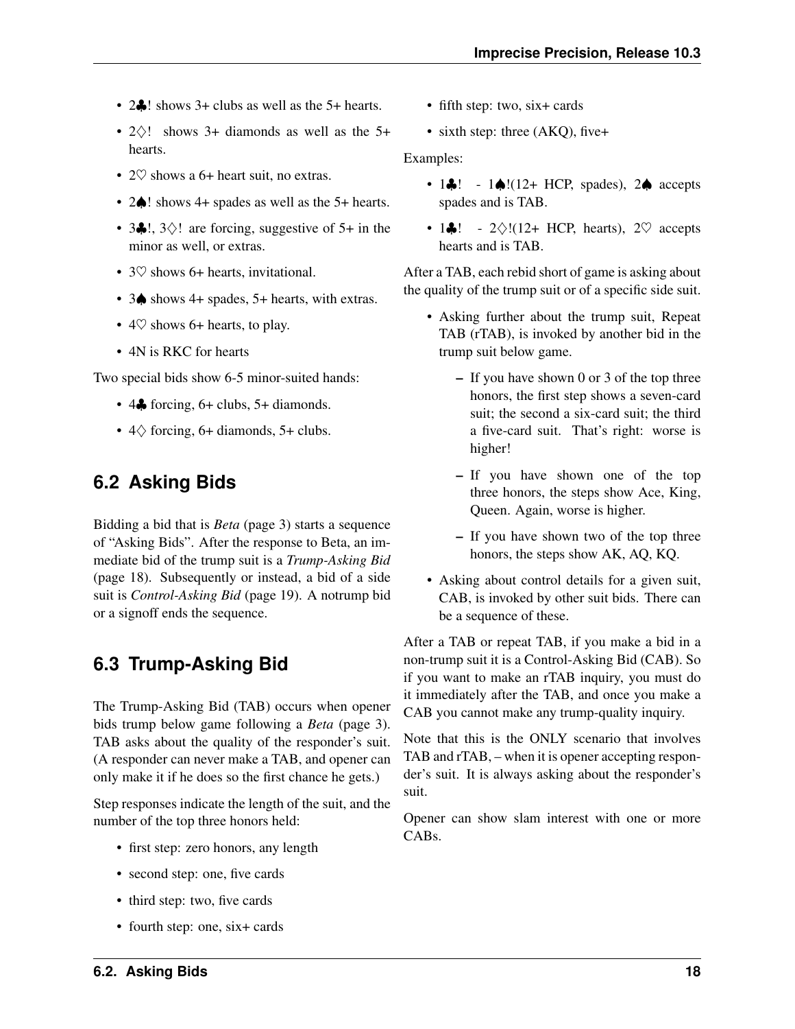- 2♣! shows 3+ clubs as well as the 5+ hearts.
- 2♢! shows 3+ diamonds as well as the 5+ hearts.
- 2♡ shows a 6+ heart suit, no extras.
- 2♠! shows 4+ spades as well as the 5+ hearts.
- 3♣!, 3♢! are forcing, suggestive of 5+ in the minor as well, or extras.
- 3♡ shows 6+ hearts, invitational.
- 3♠ shows 4+ spades, 5+ hearts, with extras.
- 4♡ shows 6+ hearts, to play.
- 4N is RKC for hearts

Two special bids show 6-5 minor-suited hands:

- 4♣ forcing, 6+ clubs, 5+ diamonds.
- 4♢ forcing, 6+ diamonds, 5+ clubs.

## 6.2 Asking Bids

Bidding a bid that is *Beta* (page 3) starts a sequence of "Asking Bids". After the response to Beta, an immediate bid of the trump suit is a *Trump-Asking Bid* (page 18). Subsequently or instead, a bid of a side suit is *Control-Asking Bid* (page 19). A notrump bid or a signoff ends the sequence.

## 6.3 Trump-Asking Bid

The Trump-Asking Bid (TAB) occurs when opener bids trump below game following a *Beta* (page 3). TAB asks about the quality of the responder's suit. (A responder can never make a TAB, and opener can only make it if he does so the first chance he gets.)

Step responses indicate the length of the suit, and the number of the top three honors held:

- first step: zero honors, any length
- second step: one, five cards
- third step: two, five cards
- fourth step: one, six+ cards
- fifth step: two, six+ cards
- sixth step: three (AKQ), five+

Examples:

- 1♣! - 1♠!(12+ HCP, spades), 2♠ accepts spades and is TAB.
- 1♣! - 2♢!(12+ HCP, hearts), 2♡ accepts hearts and is TAB.

After a TAB, each rebid short of game is asking about the quality of the trump suit or of a specific side suit.

- Asking further about the trump suit, Repeat TAB (rTAB), is invoked by another bid in the trump suit below game.
  - If you have shown 0 or 3 of the top three honors, the first step shows a seven-card suit; the second a six-card suit; the third a five-card suit. That's right: worse is higher!
  - If you have shown one of the top three honors, the steps show Ace, King, Queen. Again, worse is higher.
  - If you have shown two of the top three honors, the steps show AK, AQ, KQ.
- Asking about control details for a given suit, CAB, is invoked by other suit bids. There can be a sequence of these.

After a TAB or repeat TAB, if you make a bid in a non-trump suit it is a Control-Asking Bid (CAB). So if you want to make an rTAB inquiry, you must do it immediately after the TAB, and once you make a CAB you cannot make any trump-quality inquiry.

Note that this is the ONLY scenario that involves TAB and rTAB, – when it is opener accepting responder's suit. It is always asking about the responder's suit.

Opener can show slam interest with one or more CABs.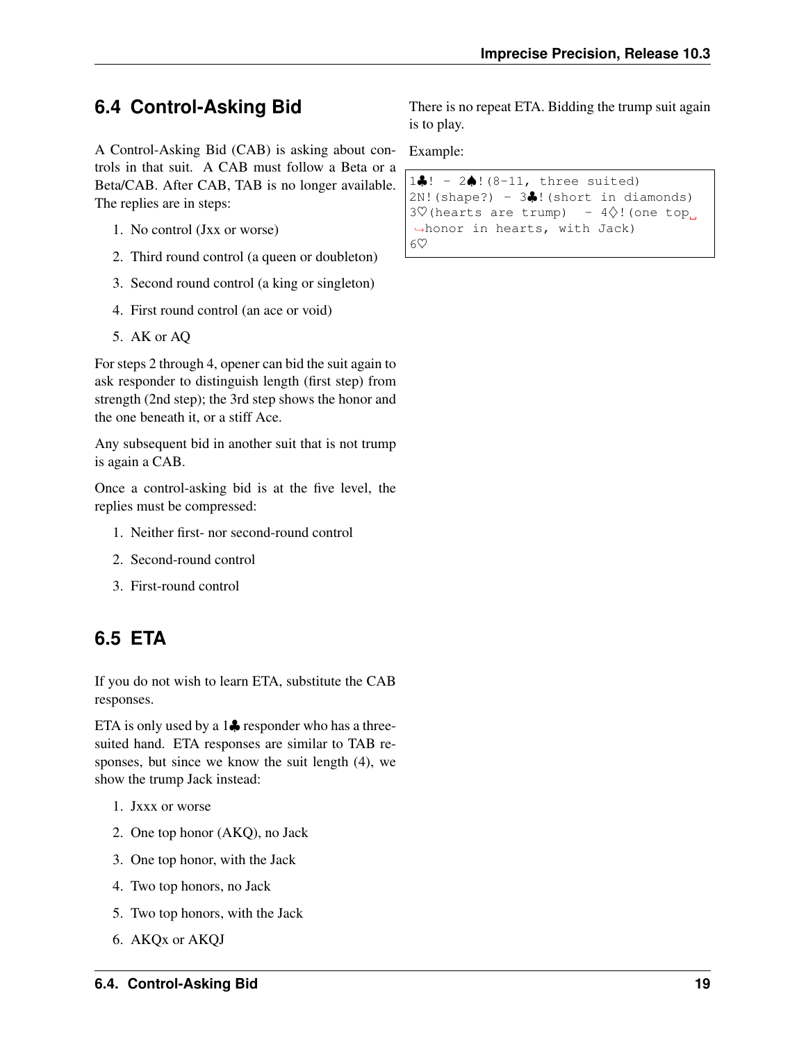## 6.4 Control-Asking Bid

A Control-Asking Bid (CAB) is asking about controls in that suit. A CAB must follow a Beta or a Beta/CAB. After CAB, TAB is no longer available. The replies are in steps:

1. No control (Jxx or worse)
2. Third round control (a queen or doubleton)
3. Second round control (a king or singleton)
4. First round control (an ace or void)
5. AK or AQ

For steps 2 through 4, opener can bid the suit again to ask responder to distinguish length (first step) from strength (2nd step); the 3rd step shows the honor and the one beneath it, or a stiff Ace.

Any subsequent bid in another suit that is not trump is again a CAB.

Once a control-asking bid is at the five level, the replies must be compressed:

1. Neither first- nor second-round control
2. Second-round control
3. First-round control

## 6.5 ETA

If you do not wish to learn ETA, substitute the CAB responses.

ETA is only used by a 1♣ responder who has a three-suited hand. ETA responses are similar to TAB responses, but since we know the suit length (4), we show the trump Jack instead:

1. Jxxx or worse
2. One top honor (AKQ), no Jack
3. One top honor, with the Jack
4. Two top honors, no Jack
5. Two top honors, with the Jack
6. AKQx or AKQJ

There is no repeat ETA. Bidding the trump suit again is to play.

Example:

```
1♣! - 2♠!(8-11, three suited)
2N!(shape?) - 3♣!(short in diamonds)
3♡(hearts are trump)  - 4♢!(one top honor in hearts, with Jack)
6♡
```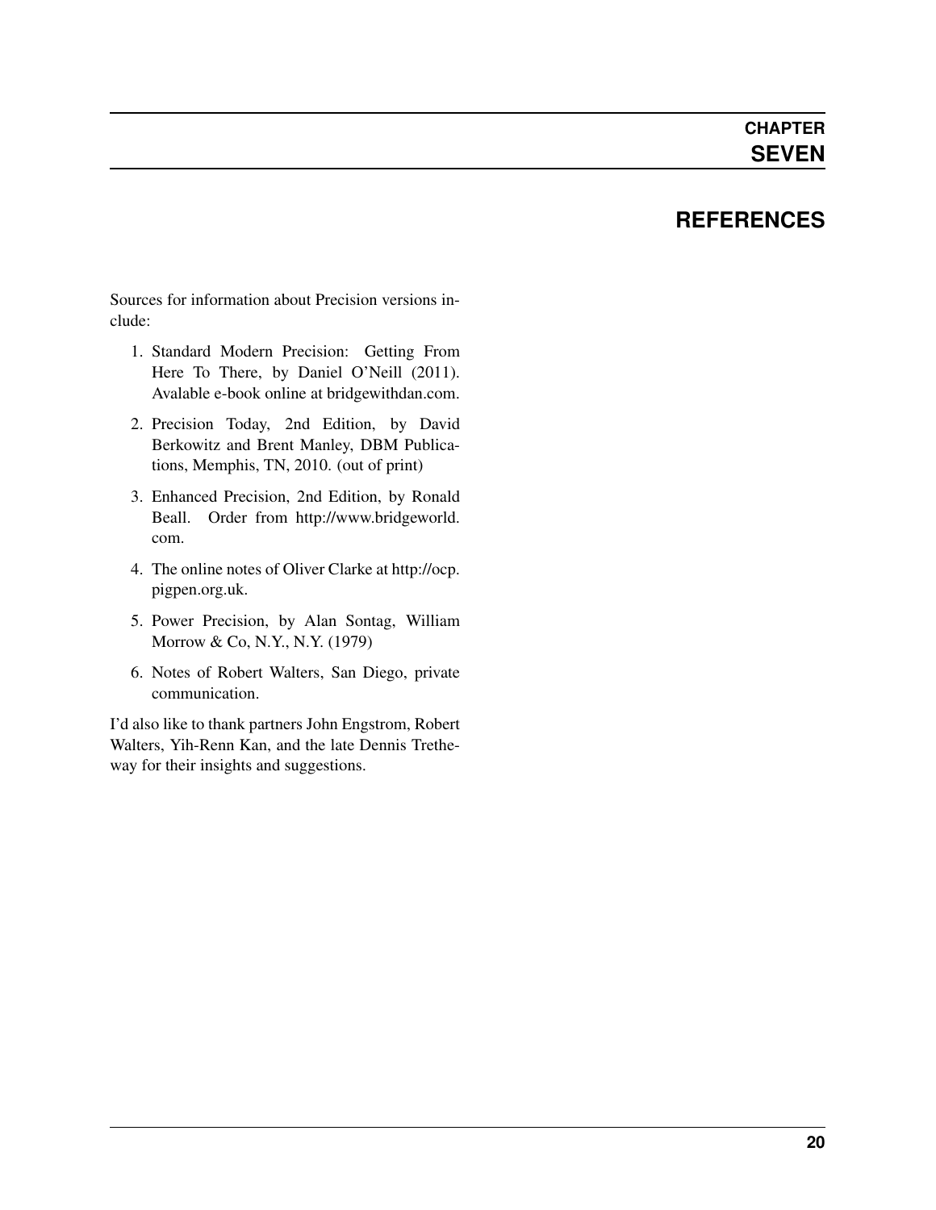# CHAPTER SEVEN

# REFERENCES

Sources for information about Precision versions include:

1. Standard Modern Precision: Getting From Here To There, by Daniel O'Neill (2011). Avalable e-book online at bridgewithdan.com.
2. Precision Today, 2nd Edition, by David Berkowitz and Brent Manley, DBM Publications, Memphis, TN, 2010. (out of print)
3. Enhanced Precision, 2nd Edition, by Ronald Beall. Order from http://www.bridgeworld.com.
4. The online notes of Oliver Clarke at http://ocp.pigpen.org.uk.
5. Power Precision, by Alan Sontag, William Morrow & Co, N.Y., N.Y. (1979)
6. Notes of Robert Walters, San Diego, private communication.

I'd also like to thank partners John Engstrom, Robert Walters, Yih-Renn Kan, and the late Dennis Tretheway for their insights and suggestions.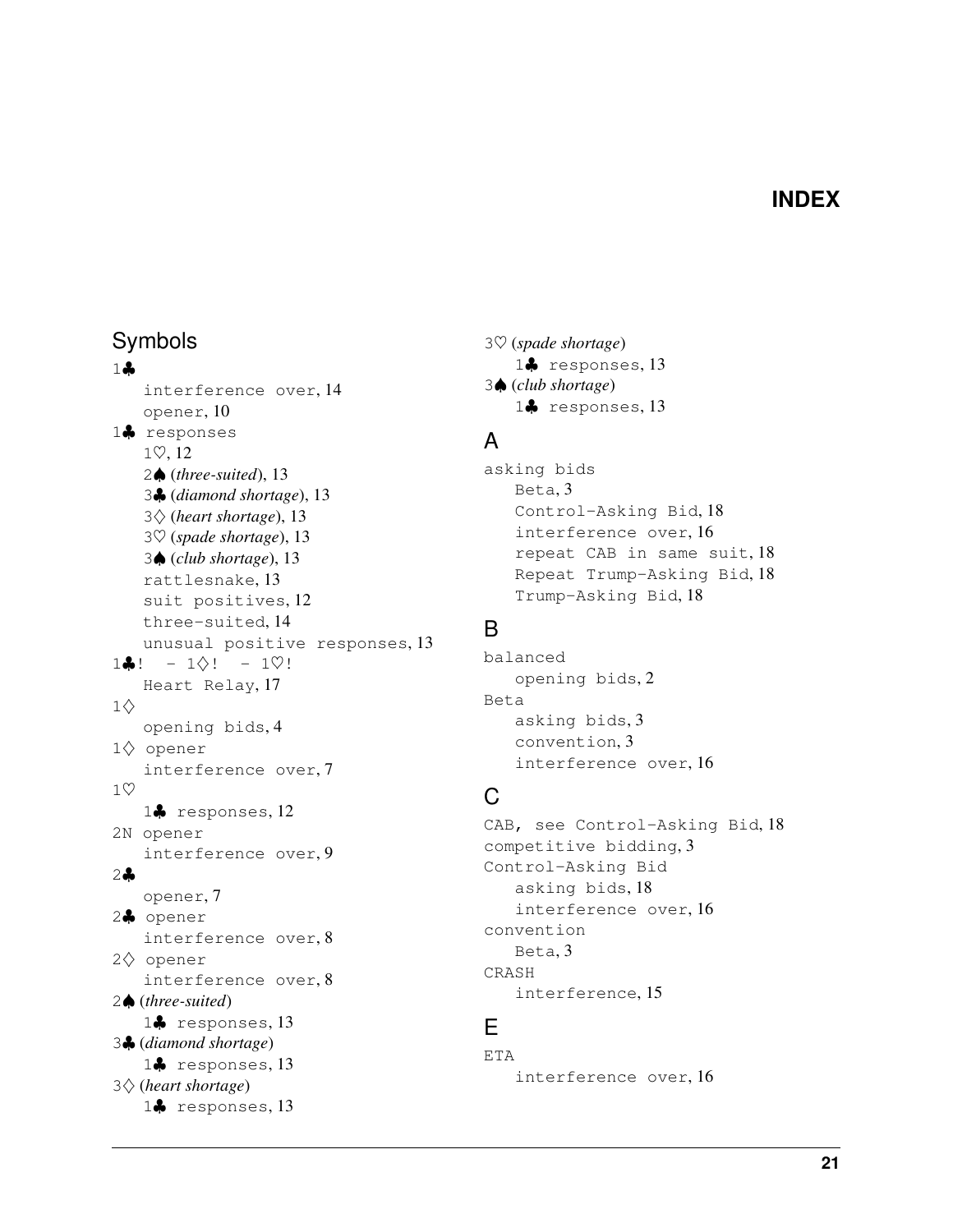# INDEX

## Symbols

1♣
- interference over, 14
- opener, 10

1♣ responses
- 1♡, 12
- 2♠ (*three-suited*), 13
- 3♣ (*diamond shortage*), 13
- 3♢ (*heart shortage*), 13
- 3♡ (*spade shortage*), 13
- 3♠ (*club shortage*), 13
- rattlesnake, 13
- suit positives, 12
- three-suited, 14
- unusual positive responses, 13

1♣! - 1♢! - 1♡!
- Heart Relay, 17

1♢
- opening bids, 4

1♢ opener
- interference over, 7

1♡
- 1♣ responses, 12

2N opener
- interference over, 9

2♣
- opener, 7

2♣ opener
- interference over, 8

2♢ opener
- interference over, 8

2♠ (*three-suited*)
- 1♣ responses, 13

3♣ (*diamond shortage*)
- 1♣ responses, 13

3♢ (*heart shortage*)
- 1♣ responses, 13

3♡ (*spade shortage*)
- 1♣ responses, 13

3♠ (*club shortage*)
- 1♣ responses, 13

## A

asking bids
- Beta, 3
- Control-Asking Bid, 18
- interference over, 16
- repeat CAB in same suit, 18
- Repeat Trump-Asking Bid, 18
- Trump-Asking Bid, 18

## B

balanced
- opening bids, 2

Beta
- asking bids, 3
- convention, 3
- interference over, 16

## C

CAB, see Control-Asking Bid, 18

competitive bidding, 3

Control-Asking Bid
- asking bids, 18
- interference over, 16

convention
- Beta, 3

CRASH
- interference, 15

## E

ETA
- interference over, 16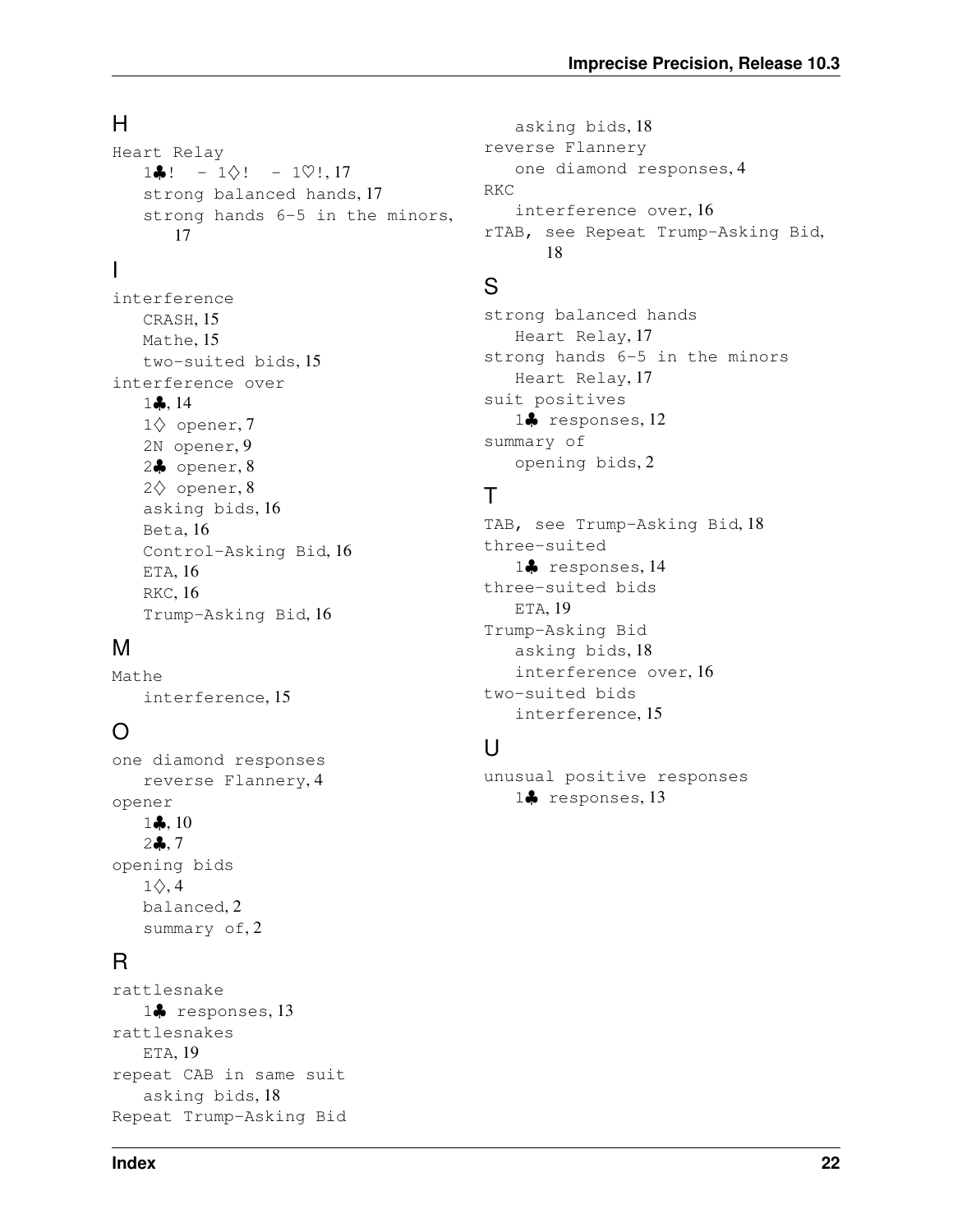## H

Heart Relay
- 1♣! - 1♢! - 1♡!, 17
- strong balanced hands, 17
- strong hands 6-5 in the minors, 17

## I

interference
- CRASH, 15
- Mathe, 15
- two-suited bids, 15

interference over
- 1♣, 14
- 1♢ opener, 7
- 2N opener, 9
- 2♣ opener, 8
- 2♢ opener, 8
- asking bids, 16
- Beta, 16
- Control-Asking Bid, 16
- ETA, 16
- RKC, 16
- Trump-Asking Bid, 16

## M

Mathe
- interference, 15

## O

one diamond responses
- reverse Flannery, 4

opener
- 1♣, 10
- 2♣, 7

opening bids
- 1♢, 4
- balanced, 2
- summary of, 2

## R

rattlesnake
- 1♣ responses, 13

rattlesnakes
- ETA, 19

repeat CAB in same suit
- asking bids, 18

Repeat Trump-Asking Bid
- asking bids, 18

reverse Flannery
- one diamond responses, 4

RKC
- interference over, 16

rTAB, see Repeat Trump-Asking Bid, 18

## S

strong balanced hands
- Heart Relay, 17

strong hands 6-5 in the minors
- Heart Relay, 17

suit positives
- 1♣ responses, 12

summary of
- opening bids, 2

## T

TAB, see Trump-Asking Bid, 18

three-suited
- 1♣ responses, 14

three-suited bids
- ETA, 19

Trump-Asking Bid
- asking bids, 18
- interference over, 16

two-suited bids
- interference, 15

## U

unusual positive responses
- 1♣ responses, 13